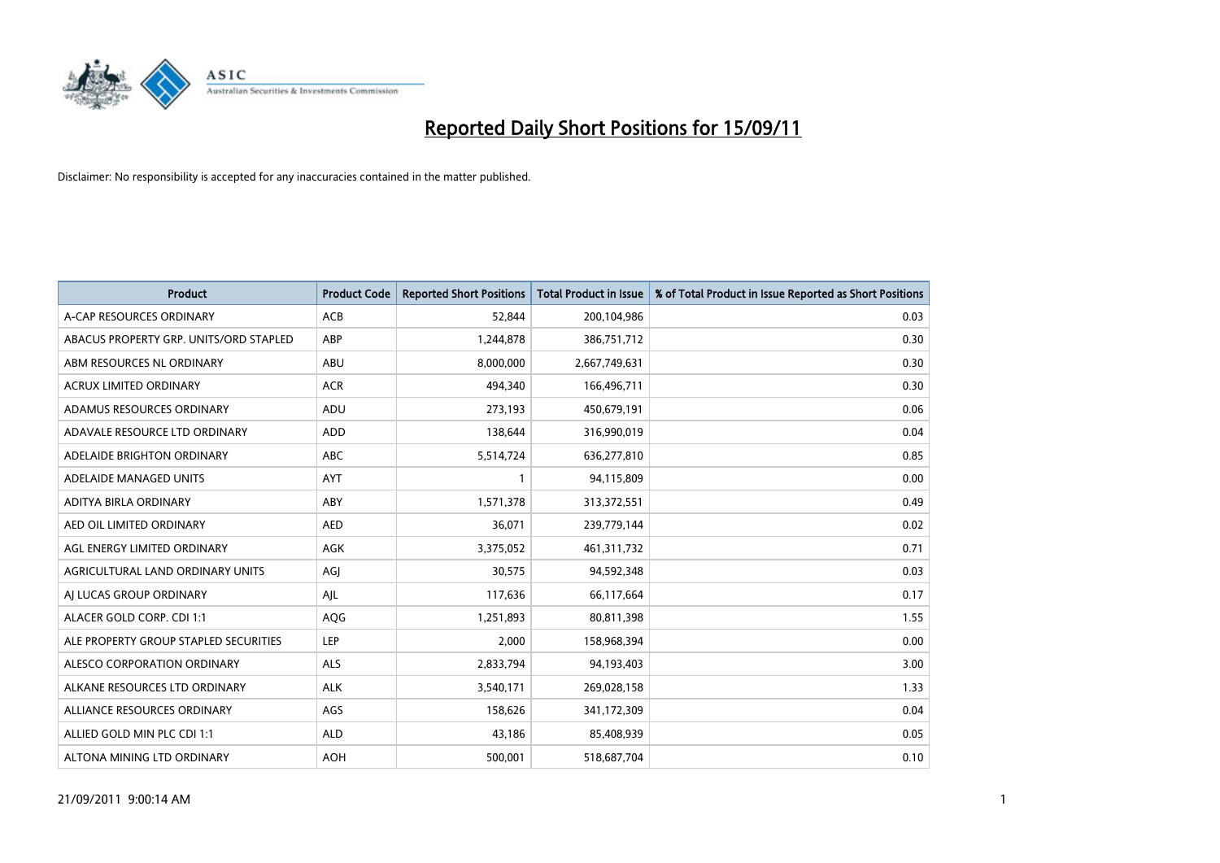# Reported Daily Short Positions for 15/09/11

Disclaimer: No responsibility is accepted for any inaccuracies contained in the matter published.

| Product | Product Code | Reported Short Positions | Total Product in Issue | % of Total Product in Issue Reported as Short Positions |
|---|---|---|---|---|
| A-CAP RESOURCES ORDINARY | ACB | 52,844 | 200,104,986 | 0.03 |
| ABACUS PROPERTY GRP. UNITS/ORD STAPLED | ABP | 1,244,878 | 386,751,712 | 0.30 |
| ABM RESOURCES NL ORDINARY | ABU | 8,000,000 | 2,667,749,631 | 0.30 |
| ACRUX LIMITED ORDINARY | ACR | 494,340 | 166,496,711 | 0.30 |
| ADAMUS RESOURCES ORDINARY | ADU | 273,193 | 450,679,191 | 0.06 |
| ADAVALE RESOURCE LTD ORDINARY | ADD | 138,644 | 316,990,019 | 0.04 |
| ADELAIDE BRIGHTON ORDINARY | ABC | 5,514,724 | 636,277,810 | 0.85 |
| ADELAIDE MANAGED UNITS | AYT | 1 | 94,115,809 | 0.00 |
| ADITYA BIRLA ORDINARY | ABY | 1,571,378 | 313,372,551 | 0.49 |
| AED OIL LIMITED ORDINARY | AED | 36,071 | 239,779,144 | 0.02 |
| AGL ENERGY LIMITED ORDINARY | AGK | 3,375,052 | 461,311,732 | 0.71 |
| AGRICULTURAL LAND ORDINARY UNITS | AGJ | 30,575 | 94,592,348 | 0.03 |
| AJ LUCAS GROUP ORDINARY | AJL | 117,636 | 66,117,664 | 0.17 |
| ALACER GOLD CORP. CDI 1:1 | AQG | 1,251,893 | 80,811,398 | 1.55 |
| ALE PROPERTY GROUP STAPLED SECURITIES | LEP | 2,000 | 158,968,394 | 0.00 |
| ALESCO CORPORATION ORDINARY | ALS | 2,833,794 | 94,193,403 | 3.00 |
| ALKANE RESOURCES LTD ORDINARY | ALK | 3,540,171 | 269,028,158 | 1.33 |
| ALLIANCE RESOURCES ORDINARY | AGS | 158,626 | 341,172,309 | 0.04 |
| ALLIED GOLD MIN PLC CDI 1:1 | ALD | 43,186 | 85,408,939 | 0.05 |
| ALTONA MINING LTD ORDINARY | AOH | 500,001 | 518,687,704 | 0.10 |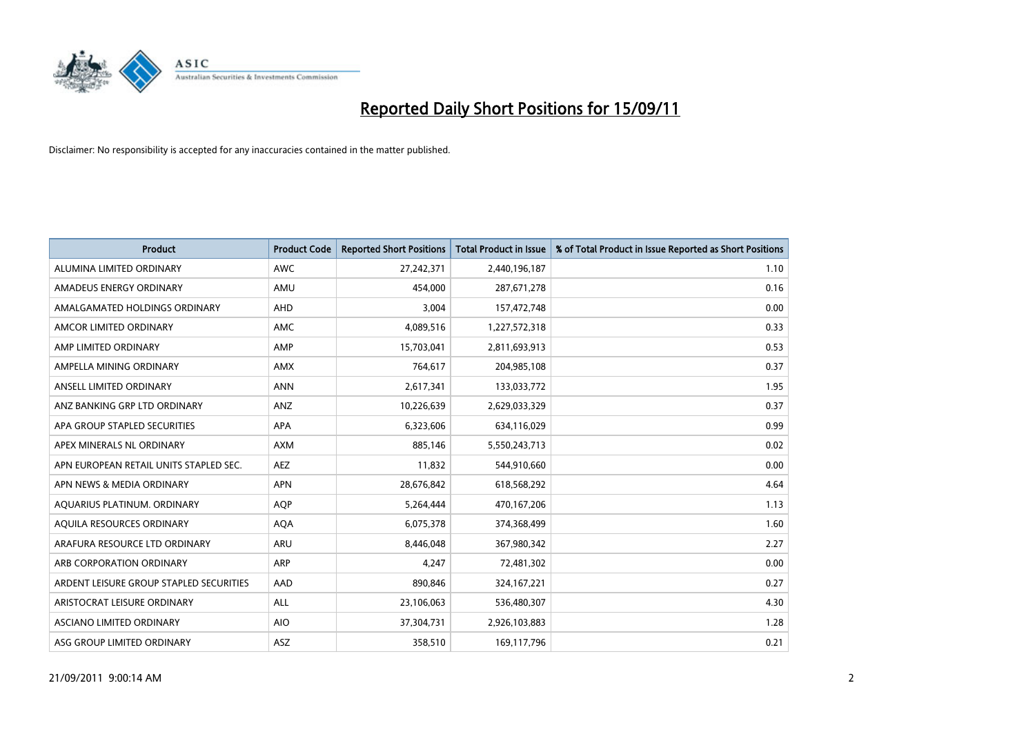# Reported Daily Short Positions for 15/09/11

Disclaimer: No responsibility is accepted for any inaccuracies contained in the matter published.

| Product | Product Code | Reported Short Positions | Total Product in Issue | % of Total Product in Issue Reported as Short Positions |
|---|---|---|---|---|
| ALUMINA LIMITED ORDINARY | AWC | 27,242,371 | 2,440,196,187 | 1.10 |
| AMADEUS ENERGY ORDINARY | AMU | 454,000 | 287,671,278 | 0.16 |
| AMALGAMATED HOLDINGS ORDINARY | AHD | 3,004 | 157,472,748 | 0.00 |
| AMCOR LIMITED ORDINARY | AMC | 4,089,516 | 1,227,572,318 | 0.33 |
| AMP LIMITED ORDINARY | AMP | 15,703,041 | 2,811,693,913 | 0.53 |
| AMPELLA MINING ORDINARY | AMX | 764,617 | 204,985,108 | 0.37 |
| ANSELL LIMITED ORDINARY | ANN | 2,617,341 | 133,033,772 | 1.95 |
| ANZ BANKING GRP LTD ORDINARY | ANZ | 10,226,639 | 2,629,033,329 | 0.37 |
| APA GROUP STAPLED SECURITIES | APA | 6,323,606 | 634,116,029 | 0.99 |
| APEX MINERALS NL ORDINARY | AXM | 885,146 | 5,550,243,713 | 0.02 |
| APN EUROPEAN RETAIL UNITS STAPLED SEC. | AEZ | 11,832 | 544,910,660 | 0.00 |
| APN NEWS & MEDIA ORDINARY | APN | 28,676,842 | 618,568,292 | 4.64 |
| AQUARIUS PLATINUM. ORDINARY | AQP | 5,264,444 | 470,167,206 | 1.13 |
| AQUILA RESOURCES ORDINARY | AQA | 6,075,378 | 374,368,499 | 1.60 |
| ARAFURA RESOURCE LTD ORDINARY | ARU | 8,446,048 | 367,980,342 | 2.27 |
| ARB CORPORATION ORDINARY | ARP | 4,247 | 72,481,302 | 0.00 |
| ARDENT LEISURE GROUP STAPLED SECURITIES | AAD | 890,846 | 324,167,221 | 0.27 |
| ARISTOCRAT LEISURE ORDINARY | ALL | 23,106,063 | 536,480,307 | 4.30 |
| ASCIANO LIMITED ORDINARY | AIO | 37,304,731 | 2,926,103,883 | 1.28 |
| ASG GROUP LIMITED ORDINARY | ASZ | 358,510 | 169,117,796 | 0.21 |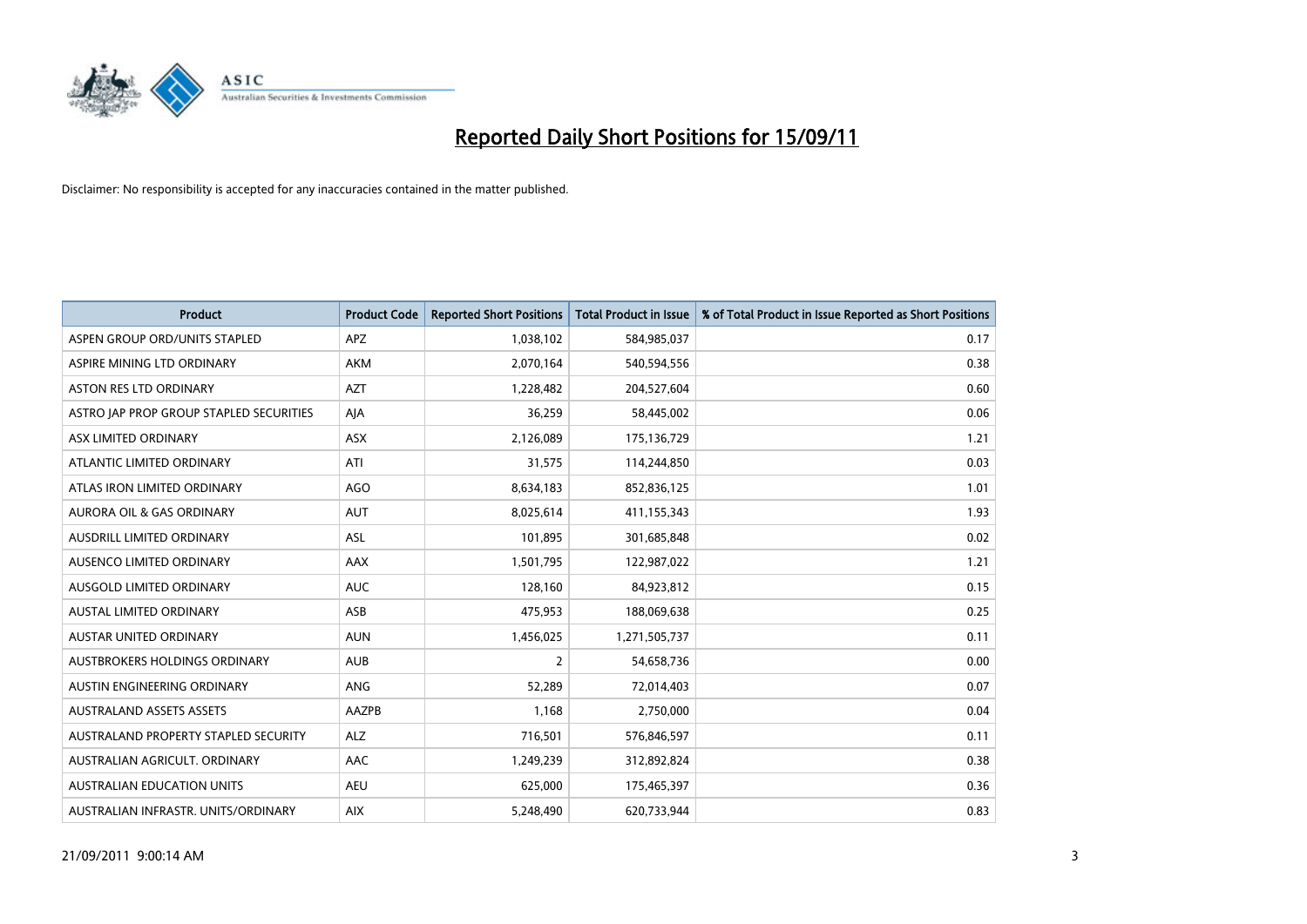# Reported Daily Short Positions for 15/09/11

Disclaimer: No responsibility is accepted for any inaccuracies contained in the matter published.

| Product | Product Code | Reported Short Positions | Total Product in Issue | % of Total Product in Issue Reported as Short Positions |
|---|---|---|---|---|
| ASPEN GROUP ORD/UNITS STAPLED | APZ | 1,038,102 | 584,985,037 | 0.17 |
| ASPIRE MINING LTD ORDINARY | AKM | 2,070,164 | 540,594,556 | 0.38 |
| ASTON RES LTD ORDINARY | AZT | 1,228,482 | 204,527,604 | 0.60 |
| ASTRO JAP PROP GROUP STAPLED SECURITIES | AJA | 36,259 | 58,445,002 | 0.06 |
| ASX LIMITED ORDINARY | ASX | 2,126,089 | 175,136,729 | 1.21 |
| ATLANTIC LIMITED ORDINARY | ATI | 31,575 | 114,244,850 | 0.03 |
| ATLAS IRON LIMITED ORDINARY | AGO | 8,634,183 | 852,836,125 | 1.01 |
| AURORA OIL & GAS ORDINARY | AUT | 8,025,614 | 411,155,343 | 1.93 |
| AUSDRILL LIMITED ORDINARY | ASL | 101,895 | 301,685,848 | 0.02 |
| AUSENCO LIMITED ORDINARY | AAX | 1,501,795 | 122,987,022 | 1.21 |
| AUSGOLD LIMITED ORDINARY | AUC | 128,160 | 84,923,812 | 0.15 |
| AUSTAL LIMITED ORDINARY | ASB | 475,953 | 188,069,638 | 0.25 |
| AUSTAR UNITED ORDINARY | AUN | 1,456,025 | 1,271,505,737 | 0.11 |
| AUSTBROKERS HOLDINGS ORDINARY | AUB | 2 | 54,658,736 | 0.00 |
| AUSTIN ENGINEERING ORDINARY | ANG | 52,289 | 72,014,403 | 0.07 |
| AUSTRALAND ASSETS ASSETS | AAZPB | 1,168 | 2,750,000 | 0.04 |
| AUSTRALAND PROPERTY STAPLED SECURITY | ALZ | 716,501 | 576,846,597 | 0.11 |
| AUSTRALIAN AGRICULT. ORDINARY | AAC | 1,249,239 | 312,892,824 | 0.38 |
| AUSTRALIAN EDUCATION UNITS | AEU | 625,000 | 175,465,397 | 0.36 |
| AUSTRALIAN INFRASTR. UNITS/ORDINARY | AIX | 5,248,490 | 620,733,944 | 0.83 |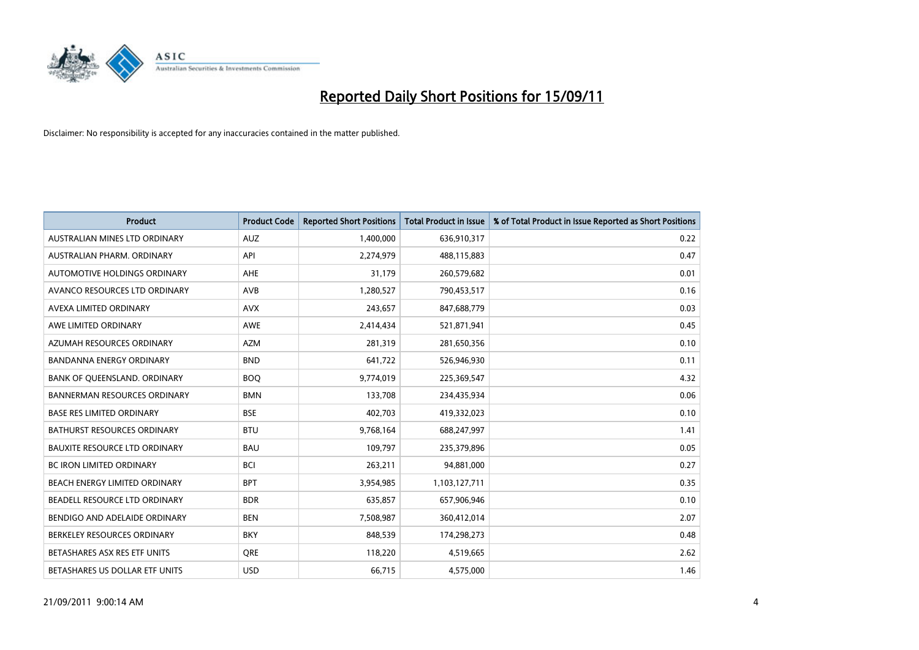# Reported Daily Short Positions for 15/09/11

Disclaimer: No responsibility is accepted for any inaccuracies contained in the matter published.

| Product | Product Code | Reported Short Positions | Total Product in Issue | % of Total Product in Issue Reported as Short Positions |
|---|---|---|---|---|
| AUSTRALIAN MINES LTD ORDINARY | AUZ | 1,400,000 | 636,910,317 | 0.22 |
| AUSTRALIAN PHARM. ORDINARY | API | 2,274,979 | 488,115,883 | 0.47 |
| AUTOMOTIVE HOLDINGS ORDINARY | AHE | 31,179 | 260,579,682 | 0.01 |
| AVANCO RESOURCES LTD ORDINARY | AVB | 1,280,527 | 790,453,517 | 0.16 |
| AVEXA LIMITED ORDINARY | AVX | 243,657 | 847,688,779 | 0.03 |
| AWE LIMITED ORDINARY | AWE | 2,414,434 | 521,871,941 | 0.45 |
| AZUMAH RESOURCES ORDINARY | AZM | 281,319 | 281,650,356 | 0.10 |
| BANDANNA ENERGY ORDINARY | BND | 641,722 | 526,946,930 | 0.11 |
| BANK OF QUEENSLAND. ORDINARY | BOQ | 9,774,019 | 225,369,547 | 4.32 |
| BANNERMAN RESOURCES ORDINARY | BMN | 133,708 | 234,435,934 | 0.06 |
| BASE RES LIMITED ORDINARY | BSE | 402,703 | 419,332,023 | 0.10 |
| BATHURST RESOURCES ORDINARY | BTU | 9,768,164 | 688,247,997 | 1.41 |
| BAUXITE RESOURCE LTD ORDINARY | BAU | 109,797 | 235,379,896 | 0.05 |
| BC IRON LIMITED ORDINARY | BCI | 263,211 | 94,881,000 | 0.27 |
| BEACH ENERGY LIMITED ORDINARY | BPT | 3,954,985 | 1,103,127,711 | 0.35 |
| BEADELL RESOURCE LTD ORDINARY | BDR | 635,857 | 657,906,946 | 0.10 |
| BENDIGO AND ADELAIDE ORDINARY | BEN | 7,508,987 | 360,412,014 | 2.07 |
| BERKELEY RESOURCES ORDINARY | BKY | 848,539 | 174,298,273 | 0.48 |
| BETASHARES ASX RES ETF UNITS | QRE | 118,220 | 4,519,665 | 2.62 |
| BETASHARES US DOLLAR ETF UNITS | USD | 66,715 | 4,575,000 | 1.46 |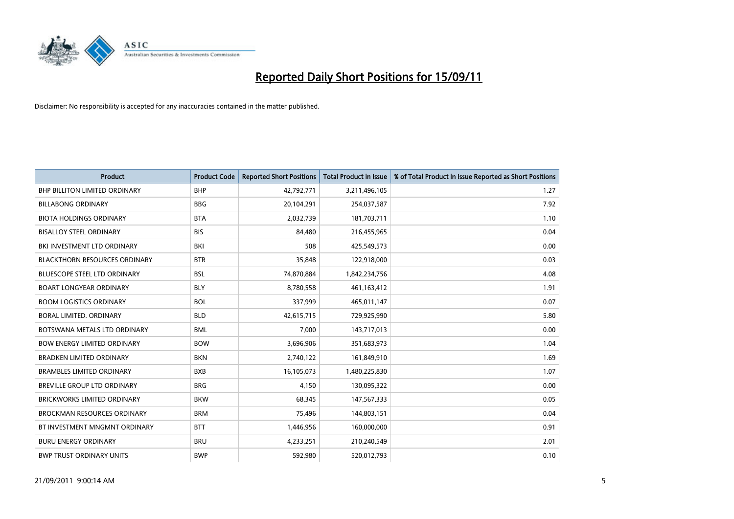# Reported Daily Short Positions for 15/09/11

Disclaimer: No responsibility is accepted for any inaccuracies contained in the matter published.

| Product | Product Code | Reported Short Positions | Total Product in Issue | % of Total Product in Issue Reported as Short Positions |
|---|---|---|---|---|
| BHP BILLITON LIMITED ORDINARY | BHP | 42,792,771 | 3,211,496,105 | 1.27 |
| BILLABONG ORDINARY | BBG | 20,104,291 | 254,037,587 | 7.92 |
| BIOTA HOLDINGS ORDINARY | BTA | 2,032,739 | 181,703,711 | 1.10 |
| BISALLOY STEEL ORDINARY | BIS | 84,480 | 216,455,965 | 0.04 |
| BKI INVESTMENT LTD ORDINARY | BKI | 508 | 425,549,573 | 0.00 |
| BLACKTHORN RESOURCES ORDINARY | BTR | 35,848 | 122,918,000 | 0.03 |
| BLUESCOPE STEEL LTD ORDINARY | BSL | 74,870,884 | 1,842,234,756 | 4.08 |
| BOART LONGYEAR ORDINARY | BLY | 8,780,558 | 461,163,412 | 1.91 |
| BOOM LOGISTICS ORDINARY | BOL | 337,999 | 465,011,147 | 0.07 |
| BORAL LIMITED. ORDINARY | BLD | 42,615,715 | 729,925,990 | 5.80 |
| BOTSWANA METALS LTD ORDINARY | BML | 7,000 | 143,717,013 | 0.00 |
| BOW ENERGY LIMITED ORDINARY | BOW | 3,696,906 | 351,683,973 | 1.04 |
| BRADKEN LIMITED ORDINARY | BKN | 2,740,122 | 161,849,910 | 1.69 |
| BRAMBLES LIMITED ORDINARY | BXB | 16,105,073 | 1,480,225,830 | 1.07 |
| BREVILLE GROUP LTD ORDINARY | BRG | 4,150 | 130,095,322 | 0.00 |
| BRICKWORKS LIMITED ORDINARY | BKW | 68,345 | 147,567,333 | 0.05 |
| BROCKMAN RESOURCES ORDINARY | BRM | 75,496 | 144,803,151 | 0.04 |
| BT INVESTMENT MNGMNT ORDINARY | BTT | 1,446,956 | 160,000,000 | 0.91 |
| BURU ENERGY ORDINARY | BRU | 4,233,251 | 210,240,549 | 2.01 |
| BWP TRUST ORDINARY UNITS | BWP | 592,980 | 520,012,793 | 0.10 |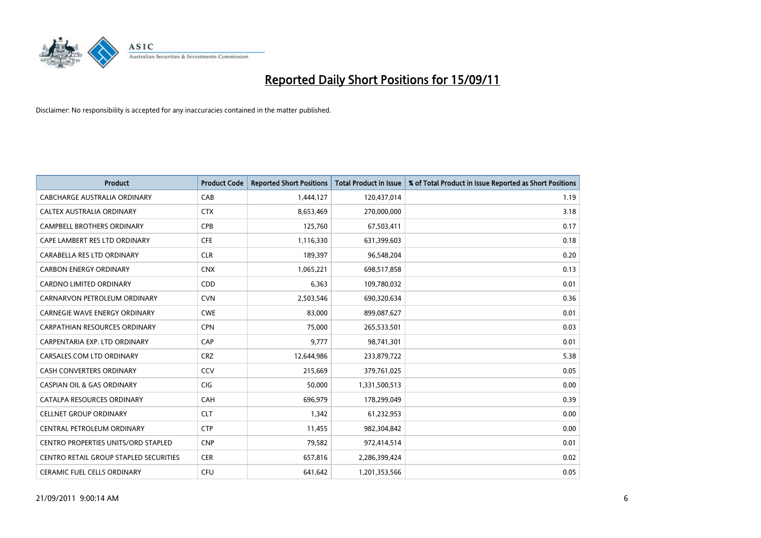# Reported Daily Short Positions for 15/09/11

Disclaimer: No responsibility is accepted for any inaccuracies contained in the matter published.

| Product | Product Code | Reported Short Positions | Total Product in Issue | % of Total Product in Issue Reported as Short Positions |
|---|---|---|---|---|
| CABCHARGE AUSTRALIA ORDINARY | CAB | 1,444,127 | 120,437,014 | 1.19 |
| CALTEX AUSTRALIA ORDINARY | CTX | 8,653,469 | 270,000,000 | 3.18 |
| CAMPBELL BROTHERS ORDINARY | CPB | 125,760 | 67,503,411 | 0.17 |
| CAPE LAMBERT RES LTD ORDINARY | CFE | 1,116,330 | 631,399,603 | 0.18 |
| CARABELLA RES LTD ORDINARY | CLR | 189,397 | 96,548,204 | 0.20 |
| CARBON ENERGY ORDINARY | CNX | 1,065,221 | 698,517,858 | 0.13 |
| CARDNO LIMITED ORDINARY | CDD | 6,363 | 109,780,032 | 0.01 |
| CARNARVON PETROLEUM ORDINARY | CVN | 2,503,546 | 690,320,634 | 0.36 |
| CARNEGIE WAVE ENERGY ORDINARY | CWE | 83,000 | 899,087,627 | 0.01 |
| CARPATHIAN RESOURCES ORDINARY | CPN | 75,000 | 265,533,501 | 0.03 |
| CARPENTARIA EXP. LTD ORDINARY | CAP | 9,777 | 98,741,301 | 0.01 |
| CARSALES.COM LTD ORDINARY | CRZ | 12,644,986 | 233,879,722 | 5.38 |
| CASH CONVERTERS ORDINARY | CCV | 215,669 | 379,761,025 | 0.05 |
| CASPIAN OIL & GAS ORDINARY | CIG | 50,000 | 1,331,500,513 | 0.00 |
| CATALPA RESOURCES ORDINARY | CAH | 696,979 | 178,299,049 | 0.39 |
| CELLNET GROUP ORDINARY | CLT | 1,342 | 61,232,953 | 0.00 |
| CENTRAL PETROLEUM ORDINARY | CTP | 11,455 | 982,304,842 | 0.00 |
| CENTRO PROPERTIES UNITS/ORD STAPLED | CNP | 79,582 | 972,414,514 | 0.01 |
| CENTRO RETAIL GROUP STAPLED SECURITIES | CER | 657,816 | 2,286,399,424 | 0.02 |
| CERAMIC FUEL CELLS ORDINARY | CFU | 641,642 | 1,201,353,566 | 0.05 |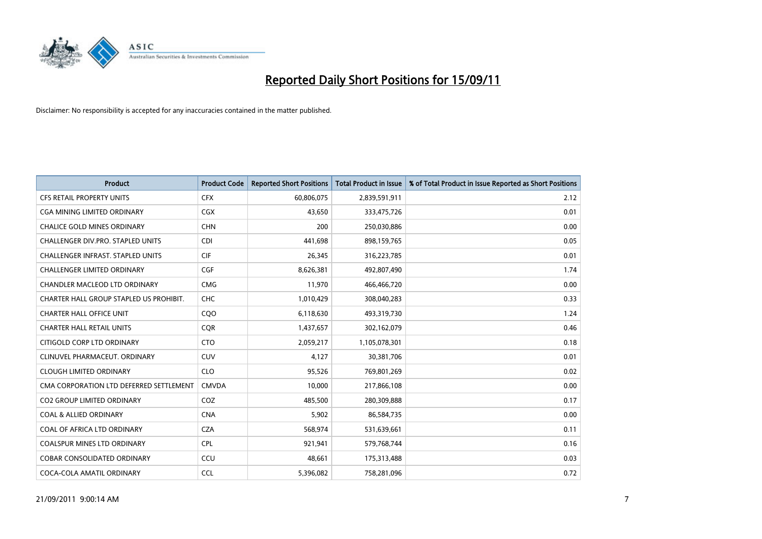# Reported Daily Short Positions for 15/09/11

Disclaimer: No responsibility is accepted for any inaccuracies contained in the matter published.

| Product | Product Code | Reported Short Positions | Total Product in Issue | % of Total Product in Issue Reported as Short Positions |
|---|---|---|---|---|
| CFS RETAIL PROPERTY UNITS | CFX | 60,806,075 | 2,839,591,911 | 2.12 |
| CGA MINING LIMITED ORDINARY | CGX | 43,650 | 333,475,726 | 0.01 |
| CHALICE GOLD MINES ORDINARY | CHN | 200 | 250,030,886 | 0.00 |
| CHALLENGER DIV.PRO. STAPLED UNITS | CDI | 441,698 | 898,159,765 | 0.05 |
| CHALLENGER INFRAST. STAPLED UNITS | CIF | 26,345 | 316,223,785 | 0.01 |
| CHALLENGER LIMITED ORDINARY | CGF | 8,626,381 | 492,807,490 | 1.74 |
| CHANDLER MACLEOD LTD ORDINARY | CMG | 11,970 | 466,466,720 | 0.00 |
| CHARTER HALL GROUP STAPLED US PROHIBIT. | CHC | 1,010,429 | 308,040,283 | 0.33 |
| CHARTER HALL OFFICE UNIT | CQO | 6,118,630 | 493,319,730 | 1.24 |
| CHARTER HALL RETAIL UNITS | CQR | 1,437,657 | 302,162,079 | 0.46 |
| CITIGOLD CORP LTD ORDINARY | CTO | 2,059,217 | 1,105,078,301 | 0.18 |
| CLINUVEL PHARMACEUT. ORDINARY | CUV | 4,127 | 30,381,706 | 0.01 |
| CLOUGH LIMITED ORDINARY | CLO | 95,526 | 769,801,269 | 0.02 |
| CMA CORPORATION LTD DEFERRED SETTLEMENT | CMVDA | 10,000 | 217,866,108 | 0.00 |
| CO2 GROUP LIMITED ORDINARY | COZ | 485,500 | 280,309,888 | 0.17 |
| COAL & ALLIED ORDINARY | CNA | 5,902 | 86,584,735 | 0.00 |
| COAL OF AFRICA LTD ORDINARY | CZA | 568,974 | 531,639,661 | 0.11 |
| COALSPUR MINES LTD ORDINARY | CPL | 921,941 | 579,768,744 | 0.16 |
| COBAR CONSOLIDATED ORDINARY | CCU | 48,661 | 175,313,488 | 0.03 |
| COCA-COLA AMATIL ORDINARY | CCL | 5,396,082 | 758,281,096 | 0.72 |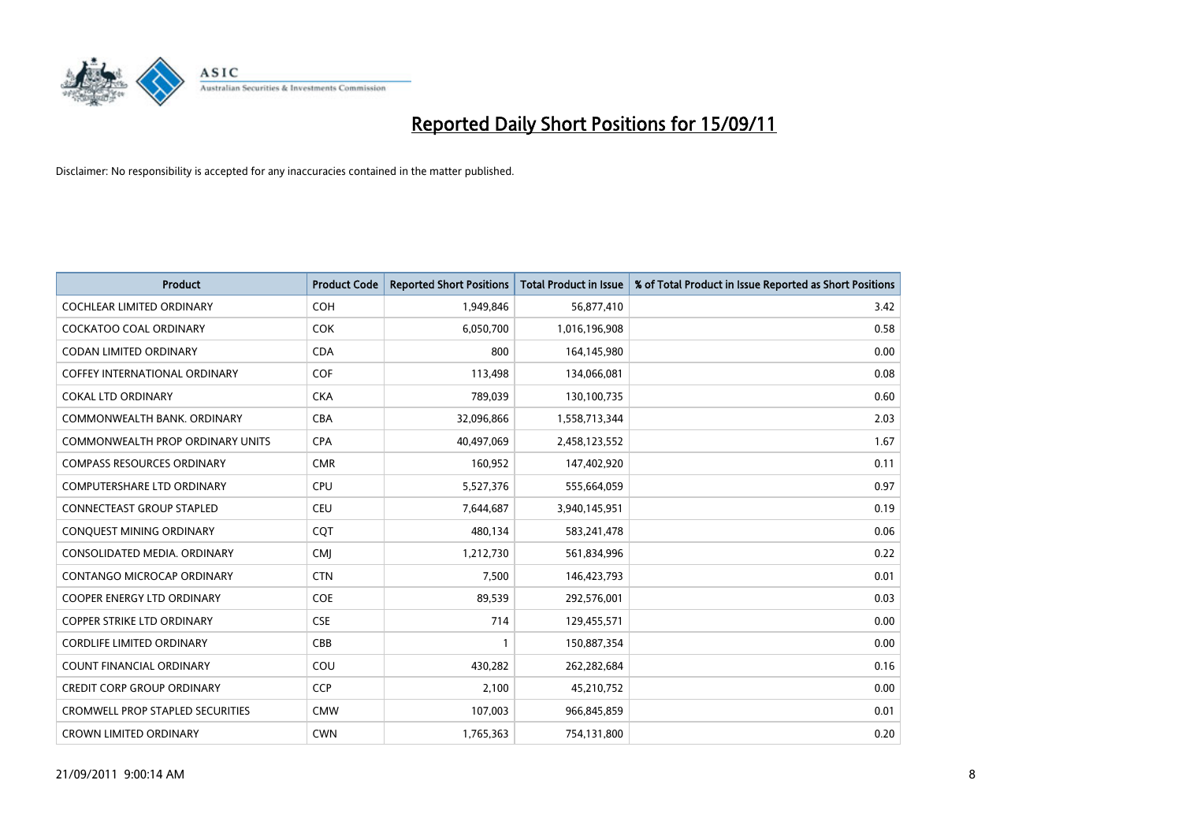# Reported Daily Short Positions for 15/09/11

Disclaimer: No responsibility is accepted for any inaccuracies contained in the matter published.

| Product | Product Code | Reported Short Positions | Total Product in Issue | % of Total Product in Issue Reported as Short Positions |
|---|---|---|---|---|
| COCHLEAR LIMITED ORDINARY | COH | 1,949,846 | 56,877,410 | 3.42 |
| COCKATOO COAL ORDINARY | COK | 6,050,700 | 1,016,196,908 | 0.58 |
| CODAN LIMITED ORDINARY | CDA | 800 | 164,145,980 | 0.00 |
| COFFEY INTERNATIONAL ORDINARY | COF | 113,498 | 134,066,081 | 0.08 |
| COKAL LTD ORDINARY | CKA | 789,039 | 130,100,735 | 0.60 |
| COMMONWEALTH BANK. ORDINARY | CBA | 32,096,866 | 1,558,713,344 | 2.03 |
| COMMONWEALTH PROP ORDINARY UNITS | CPA | 40,497,069 | 2,458,123,552 | 1.67 |
| COMPASS RESOURCES ORDINARY | CMR | 160,952 | 147,402,920 | 0.11 |
| COMPUTERSHARE LTD ORDINARY | CPU | 5,527,376 | 555,664,059 | 0.97 |
| CONNECTEAST GROUP STAPLED | CEU | 7,644,687 | 3,940,145,951 | 0.19 |
| CONQUEST MINING ORDINARY | CQT | 480,134 | 583,241,478 | 0.06 |
| CONSOLIDATED MEDIA. ORDINARY | CMJ | 1,212,730 | 561,834,996 | 0.22 |
| CONTANGO MICROCAP ORDINARY | CTN | 7,500 | 146,423,793 | 0.01 |
| COOPER ENERGY LTD ORDINARY | COE | 89,539 | 292,576,001 | 0.03 |
| COPPER STRIKE LTD ORDINARY | CSE | 714 | 129,455,571 | 0.00 |
| CORDLIFE LIMITED ORDINARY | CBB | 1 | 150,887,354 | 0.00 |
| COUNT FINANCIAL ORDINARY | COU | 430,282 | 262,282,684 | 0.16 |
| CREDIT CORP GROUP ORDINARY | CCP | 2,100 | 45,210,752 | 0.00 |
| CROMWELL PROP STAPLED SECURITIES | CMW | 107,003 | 966,845,859 | 0.01 |
| CROWN LIMITED ORDINARY | CWN | 1,765,363 | 754,131,800 | 0.20 |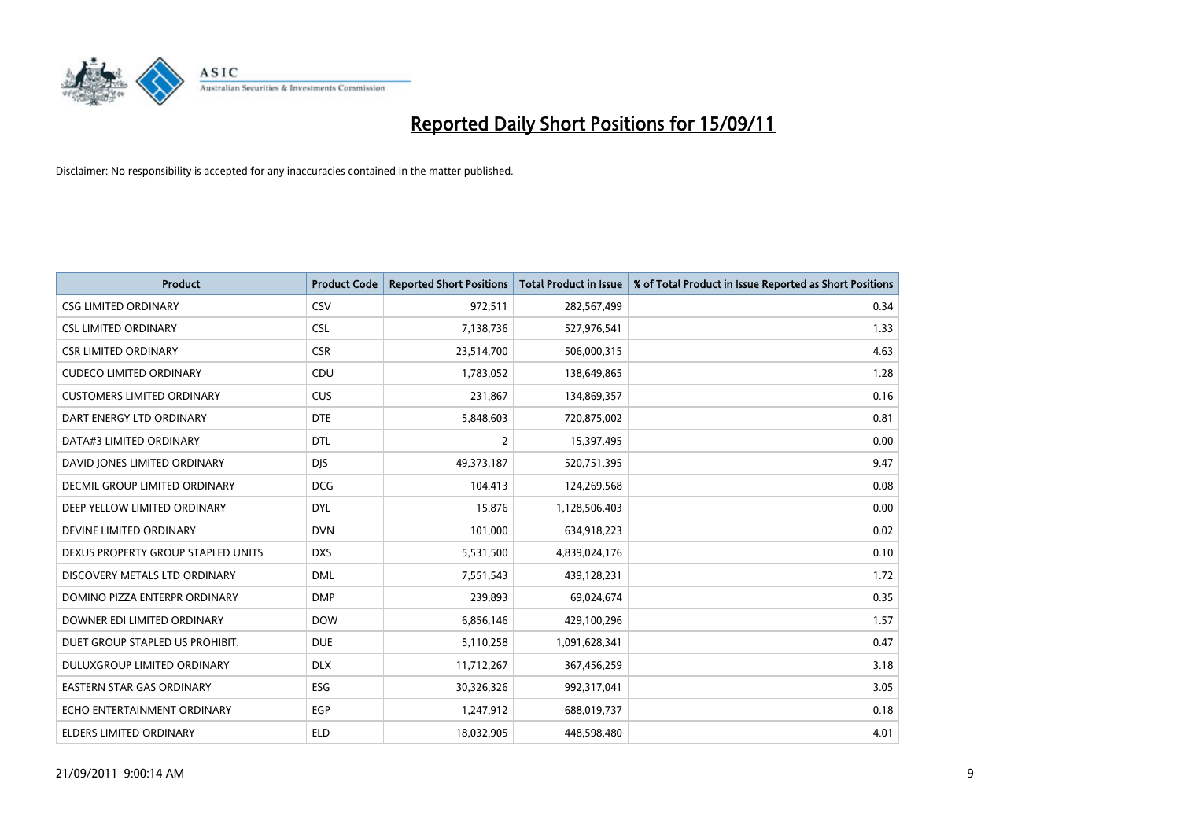# Reported Daily Short Positions for 15/09/11

Disclaimer: No responsibility is accepted for any inaccuracies contained in the matter published.

| Product | Product Code | Reported Short Positions | Total Product in Issue | % of Total Product in Issue Reported as Short Positions |
|---|---|---|---|---|
| CSG LIMITED ORDINARY | CSV | 972,511 | 282,567,499 | 0.34 |
| CSL LIMITED ORDINARY | CSL | 7,138,736 | 527,976,541 | 1.33 |
| CSR LIMITED ORDINARY | CSR | 23,514,700 | 506,000,315 | 4.63 |
| CUDECO LIMITED ORDINARY | CDU | 1,783,052 | 138,649,865 | 1.28 |
| CUSTOMERS LIMITED ORDINARY | CUS | 231,867 | 134,869,357 | 0.16 |
| DART ENERGY LTD ORDINARY | DTE | 5,848,603 | 720,875,002 | 0.81 |
| DATA#3 LIMITED ORDINARY | DTL | 2 | 15,397,495 | 0.00 |
| DAVID JONES LIMITED ORDINARY | DJS | 49,373,187 | 520,751,395 | 9.47 |
| DECMIL GROUP LIMITED ORDINARY | DCG | 104,413 | 124,269,568 | 0.08 |
| DEEP YELLOW LIMITED ORDINARY | DYL | 15,876 | 1,128,506,403 | 0.00 |
| DEVINE LIMITED ORDINARY | DVN | 101,000 | 634,918,223 | 0.02 |
| DEXUS PROPERTY GROUP STAPLED UNITS | DXS | 5,531,500 | 4,839,024,176 | 0.10 |
| DISCOVERY METALS LTD ORDINARY | DML | 7,551,543 | 439,128,231 | 1.72 |
| DOMINO PIZZA ENTERPR ORDINARY | DMP | 239,893 | 69,024,674 | 0.35 |
| DOWNER EDI LIMITED ORDINARY | DOW | 6,856,146 | 429,100,296 | 1.57 |
| DUET GROUP STAPLED US PROHIBIT. | DUE | 5,110,258 | 1,091,628,341 | 0.47 |
| DULUXGROUP LIMITED ORDINARY | DLX | 11,712,267 | 367,456,259 | 3.18 |
| EASTERN STAR GAS ORDINARY | ESG | 30,326,326 | 992,317,041 | 3.05 |
| ECHO ENTERTAINMENT ORDINARY | EGP | 1,247,912 | 688,019,737 | 0.18 |
| ELDERS LIMITED ORDINARY | ELD | 18,032,905 | 448,598,480 | 4.01 |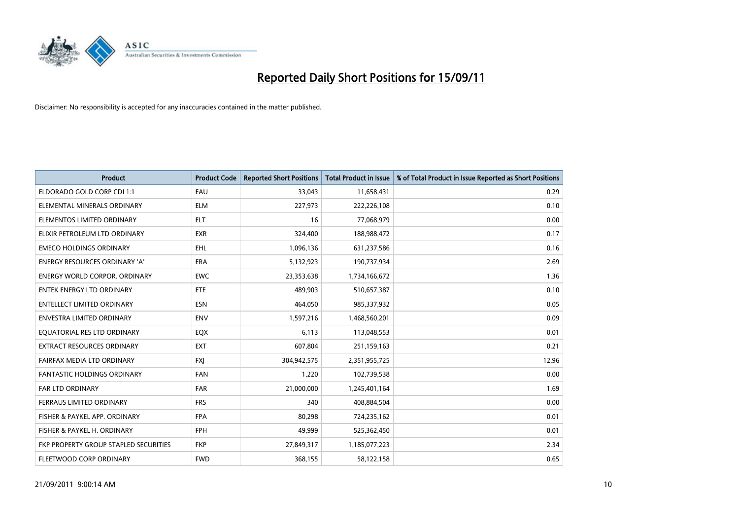# Reported Daily Short Positions for 15/09/11

Disclaimer: No responsibility is accepted for any inaccuracies contained in the matter published.

| Product | Product Code | Reported Short Positions | Total Product in Issue | % of Total Product in Issue Reported as Short Positions |
|---|---|---|---|---|
| ELDORADO GOLD CORP CDI 1:1 | EAU | 33,043 | 11,658,431 | 0.29 |
| ELEMENTAL MINERALS ORDINARY | ELM | 227,973 | 222,226,108 | 0.10 |
| ELEMENTOS LIMITED ORDINARY | ELT | 16 | 77,068,979 | 0.00 |
| ELIXIR PETROLEUM LTD ORDINARY | EXR | 324,400 | 188,988,472 | 0.17 |
| EMECO HOLDINGS ORDINARY | EHL | 1,096,136 | 631,237,586 | 0.16 |
| ENERGY RESOURCES ORDINARY 'A' | ERA | 5,132,923 | 190,737,934 | 2.69 |
| ENERGY WORLD CORPOR. ORDINARY | EWC | 23,353,638 | 1,734,166,672 | 1.36 |
| ENTEK ENERGY LTD ORDINARY | ETE | 489,903 | 510,657,387 | 0.10 |
| ENTELLECT LIMITED ORDINARY | ESN | 464,050 | 985,337,932 | 0.05 |
| ENVESTRA LIMITED ORDINARY | ENV | 1,597,216 | 1,468,560,201 | 0.09 |
| EQUATORIAL RES LTD ORDINARY | EQX | 6,113 | 113,048,553 | 0.01 |
| EXTRACT RESOURCES ORDINARY | EXT | 607,804 | 251,159,163 | 0.21 |
| FAIRFAX MEDIA LTD ORDINARY | FXJ | 304,942,575 | 2,351,955,725 | 12.96 |
| FANTASTIC HOLDINGS ORDINARY | FAN | 1,220 | 102,739,538 | 0.00 |
| FAR LTD ORDINARY | FAR | 21,000,000 | 1,245,401,164 | 1.69 |
| FERRAUS LIMITED ORDINARY | FRS | 340 | 408,884,504 | 0.00 |
| FISHER & PAYKEL APP. ORDINARY | FPA | 80,298 | 724,235,162 | 0.01 |
| FISHER & PAYKEL H. ORDINARY | FPH | 49,999 | 525,362,450 | 0.01 |
| FKP PROPERTY GROUP STAPLED SECURITIES | FKP | 27,849,317 | 1,185,077,223 | 2.34 |
| FLEETWOOD CORP ORDINARY | FWD | 368,155 | 58,122,158 | 0.65 |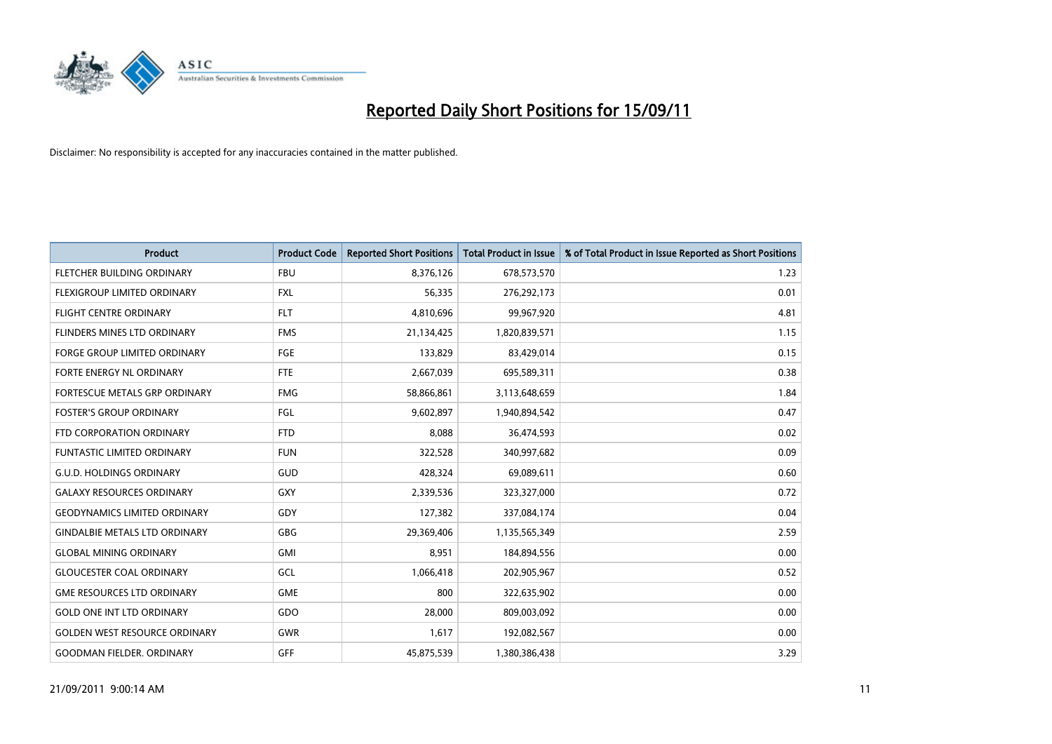# Reported Daily Short Positions for 15/09/11

Disclaimer: No responsibility is accepted for any inaccuracies contained in the matter published.

| Product | Product Code | Reported Short Positions | Total Product in Issue | % of Total Product in Issue Reported as Short Positions |
|---|---|---|---|---|
| FLETCHER BUILDING ORDINARY | FBU | 8,376,126 | 678,573,570 | 1.23 |
| FLEXIGROUP LIMITED ORDINARY | FXL | 56,335 | 276,292,173 | 0.01 |
| FLIGHT CENTRE ORDINARY | FLT | 4,810,696 | 99,967,920 | 4.81 |
| FLINDERS MINES LTD ORDINARY | FMS | 21,134,425 | 1,820,839,571 | 1.15 |
| FORGE GROUP LIMITED ORDINARY | FGE | 133,829 | 83,429,014 | 0.15 |
| FORTE ENERGY NL ORDINARY | FTE | 2,667,039 | 695,589,311 | 0.38 |
| FORTESCUE METALS GRP ORDINARY | FMG | 58,866,861 | 3,113,648,659 | 1.84 |
| FOSTER'S GROUP ORDINARY | FGL | 9,602,897 | 1,940,894,542 | 0.47 |
| FTD CORPORATION ORDINARY | FTD | 8,088 | 36,474,593 | 0.02 |
| FUNTASTIC LIMITED ORDINARY | FUN | 322,528 | 340,997,682 | 0.09 |
| G.U.D. HOLDINGS ORDINARY | GUD | 428,324 | 69,089,611 | 0.60 |
| GALAXY RESOURCES ORDINARY | GXY | 2,339,536 | 323,327,000 | 0.72 |
| GEODYNAMICS LIMITED ORDINARY | GDY | 127,382 | 337,084,174 | 0.04 |
| GINDALBIE METALS LTD ORDINARY | GBG | 29,369,406 | 1,135,565,349 | 2.59 |
| GLOBAL MINING ORDINARY | GMI | 8,951 | 184,894,556 | 0.00 |
| GLOUCESTER COAL ORDINARY | GCL | 1,066,418 | 202,905,967 | 0.52 |
| GME RESOURCES LTD ORDINARY | GME | 800 | 322,635,902 | 0.00 |
| GOLD ONE INT LTD ORDINARY | GDO | 28,000 | 809,003,092 | 0.00 |
| GOLDEN WEST RESOURCE ORDINARY | GWR | 1,617 | 192,082,567 | 0.00 |
| GOODMAN FIELDER. ORDINARY | GFF | 45,875,539 | 1,380,386,438 | 3.29 |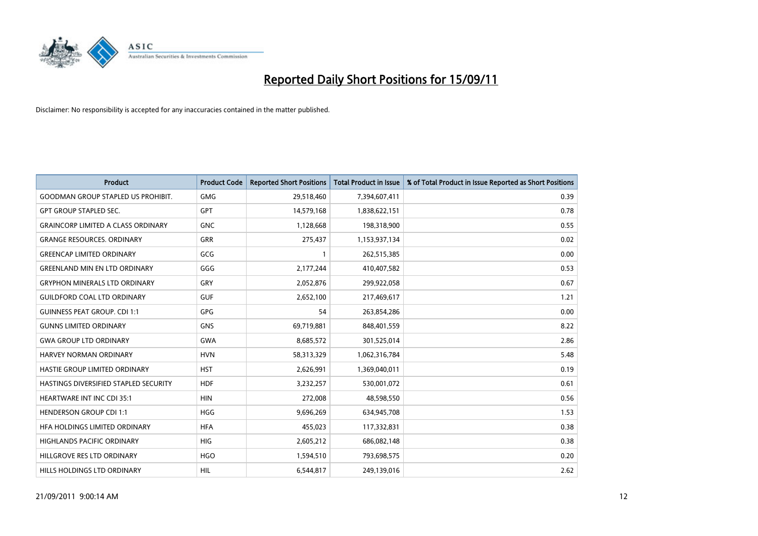# Reported Daily Short Positions for 15/09/11

Disclaimer: No responsibility is accepted for any inaccuracies contained in the matter published.

| Product | Product Code | Reported Short Positions | Total Product in Issue | % of Total Product in Issue Reported as Short Positions |
|---|---|---|---|---|
| GOODMAN GROUP STAPLED US PROHIBIT. | GMG | 29,518,460 | 7,394,607,411 | 0.39 |
| GPT GROUP STAPLED SEC. | GPT | 14,579,168 | 1,838,622,151 | 0.78 |
| GRAINCORP LIMITED A CLASS ORDINARY | GNC | 1,128,668 | 198,318,900 | 0.55 |
| GRANGE RESOURCES. ORDINARY | GRR | 275,437 | 1,153,937,134 | 0.02 |
| GREENCAP LIMITED ORDINARY | GCG | 1 | 262,515,385 | 0.00 |
| GREENLAND MIN EN LTD ORDINARY | GGG | 2,177,244 | 410,407,582 | 0.53 |
| GRYPHON MINERALS LTD ORDINARY | GRY | 2,052,876 | 299,922,058 | 0.67 |
| GUILDFORD COAL LTD ORDINARY | GUF | 2,652,100 | 217,469,617 | 1.21 |
| GUINNESS PEAT GROUP. CDI 1:1 | GPG | 54 | 263,854,286 | 0.00 |
| GUNNS LIMITED ORDINARY | GNS | 69,719,881 | 848,401,559 | 8.22 |
| GWA GROUP LTD ORDINARY | GWA | 8,685,572 | 301,525,014 | 2.86 |
| HARVEY NORMAN ORDINARY | HVN | 58,313,329 | 1,062,316,784 | 5.48 |
| HASTIE GROUP LIMITED ORDINARY | HST | 2,626,991 | 1,369,040,011 | 0.19 |
| HASTINGS DIVERSIFIED STAPLED SECURITY | HDF | 3,232,257 | 530,001,072 | 0.61 |
| HEARTWARE INT INC CDI 35:1 | HIN | 272,008 | 48,598,550 | 0.56 |
| HENDERSON GROUP CDI 1:1 | HGG | 9,696,269 | 634,945,708 | 1.53 |
| HFA HOLDINGS LIMITED ORDINARY | HFA | 455,023 | 117,332,831 | 0.38 |
| HIGHLANDS PACIFIC ORDINARY | HIG | 2,605,212 | 686,082,148 | 0.38 |
| HILLGROVE RES LTD ORDINARY | HGO | 1,594,510 | 793,698,575 | 0.20 |
| HILLS HOLDINGS LTD ORDINARY | HIL | 6,544,817 | 249,139,016 | 2.62 |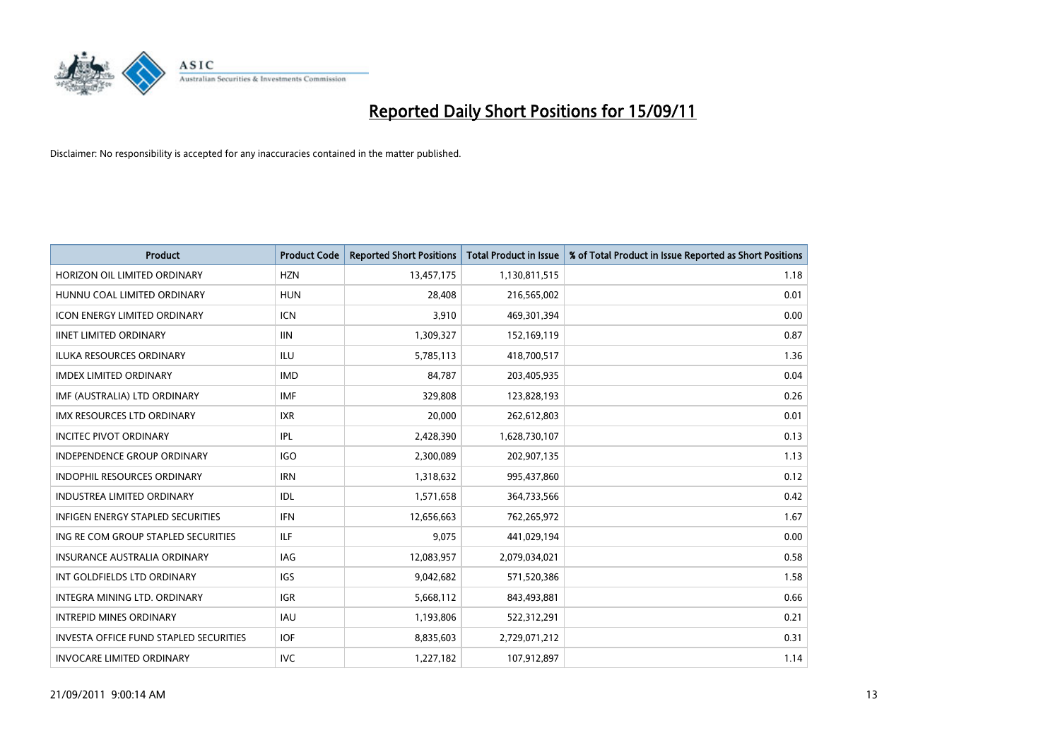# Reported Daily Short Positions for 15/09/11

Disclaimer: No responsibility is accepted for any inaccuracies contained in the matter published.

| Product | Product Code | Reported Short Positions | Total Product in Issue | % of Total Product in Issue Reported as Short Positions |
|---|---|---|---|---|
| HORIZON OIL LIMITED ORDINARY | HZN | 13,457,175 | 1,130,811,515 | 1.18 |
| HUNNU COAL LIMITED ORDINARY | HUN | 28,408 | 216,565,002 | 0.01 |
| ICON ENERGY LIMITED ORDINARY | ICN | 3,910 | 469,301,394 | 0.00 |
| IINET LIMITED ORDINARY | IIN | 1,309,327 | 152,169,119 | 0.87 |
| ILUKA RESOURCES ORDINARY | ILU | 5,785,113 | 418,700,517 | 1.36 |
| IMDEX LIMITED ORDINARY | IMD | 84,787 | 203,405,935 | 0.04 |
| IMF (AUSTRALIA) LTD ORDINARY | IMF | 329,808 | 123,828,193 | 0.26 |
| IMX RESOURCES LTD ORDINARY | IXR | 20,000 | 262,612,803 | 0.01 |
| INCITEC PIVOT ORDINARY | IPL | 2,428,390 | 1,628,730,107 | 0.13 |
| INDEPENDENCE GROUP ORDINARY | IGO | 2,300,089 | 202,907,135 | 1.13 |
| INDOPHIL RESOURCES ORDINARY | IRN | 1,318,632 | 995,437,860 | 0.12 |
| INDUSTREA LIMITED ORDINARY | IDL | 1,571,658 | 364,733,566 | 0.42 |
| INFIGEN ENERGY STAPLED SECURITIES | IFN | 12,656,663 | 762,265,972 | 1.67 |
| ING RE COM GROUP STAPLED SECURITIES | ILF | 9,075 | 441,029,194 | 0.00 |
| INSURANCE AUSTRALIA ORDINARY | IAG | 12,083,957 | 2,079,034,021 | 0.58 |
| INT GOLDFIELDS LTD ORDINARY | IGS | 9,042,682 | 571,520,386 | 1.58 |
| INTEGRA MINING LTD. ORDINARY | IGR | 5,668,112 | 843,493,881 | 0.66 |
| INTREPID MINES ORDINARY | IAU | 1,193,806 | 522,312,291 | 0.21 |
| INVESTA OFFICE FUND STAPLED SECURITIES | IOF | 8,835,603 | 2,729,071,212 | 0.31 |
| INVOCARE LIMITED ORDINARY | IVC | 1,227,182 | 107,912,897 | 1.14 |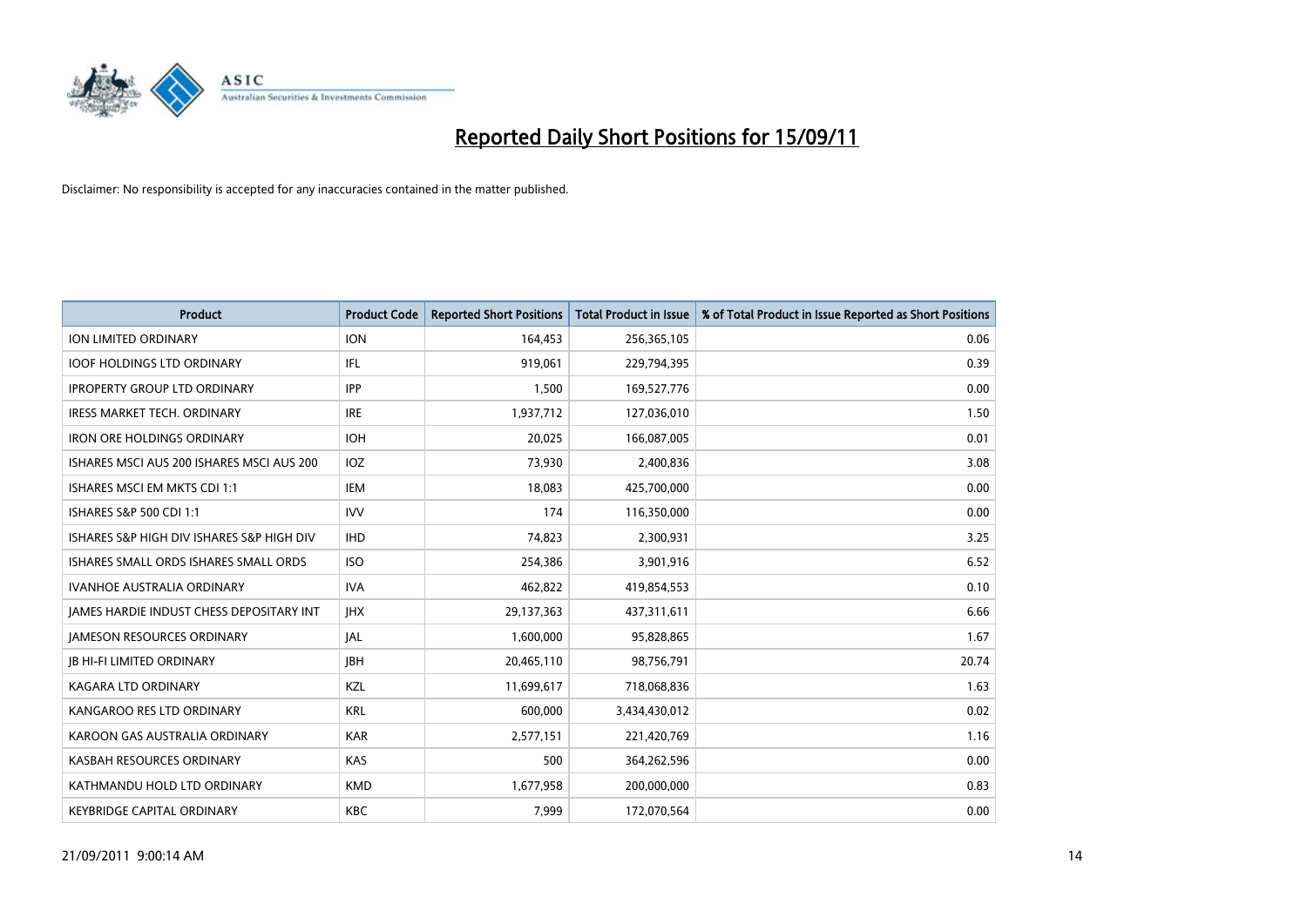# Reported Daily Short Positions for 15/09/11

Disclaimer: No responsibility is accepted for any inaccuracies contained in the matter published.

| Product | Product Code | Reported Short Positions | Total Product in Issue | % of Total Product in Issue Reported as Short Positions |
|---|---|---|---|---|
| ION LIMITED ORDINARY | ION | 164,453 | 256,365,105 | 0.06 |
| IOOF HOLDINGS LTD ORDINARY | IFL | 919,061 | 229,794,395 | 0.39 |
| IPROPERTY GROUP LTD ORDINARY | IPP | 1,500 | 169,527,776 | 0.00 |
| IRESS MARKET TECH. ORDINARY | IRE | 1,937,712 | 127,036,010 | 1.50 |
| IRON ORE HOLDINGS ORDINARY | IOH | 20,025 | 166,087,005 | 0.01 |
| ISHARES MSCI AUS 200 ISHARES MSCI AUS 200 | IOZ | 73,930 | 2,400,836 | 3.08 |
| ISHARES MSCI EM MKTS CDI 1:1 | IEM | 18,083 | 425,700,000 | 0.00 |
| ISHARES S&P 500 CDI 1:1 | IVV | 174 | 116,350,000 | 0.00 |
| ISHARES S&P HIGH DIV ISHARES S&P HIGH DIV | IHD | 74,823 | 2,300,931 | 3.25 |
| ISHARES SMALL ORDS ISHARES SMALL ORDS | ISO | 254,386 | 3,901,916 | 6.52 |
| IVANHOE AUSTRALIA ORDINARY | IVA | 462,822 | 419,854,553 | 0.10 |
| JAMES HARDIE INDUST CHESS DEPOSITARY INT | JHX | 29,137,363 | 437,311,611 | 6.66 |
| JAMESON RESOURCES ORDINARY | JAL | 1,600,000 | 95,828,865 | 1.67 |
| JB HI-FI LIMITED ORDINARY | JBH | 20,465,110 | 98,756,791 | 20.74 |
| KAGARA LTD ORDINARY | KZL | 11,699,617 | 718,068,836 | 1.63 |
| KANGAROO RES LTD ORDINARY | KRL | 600,000 | 3,434,430,012 | 0.02 |
| KAROON GAS AUSTRALIA ORDINARY | KAR | 2,577,151 | 221,420,769 | 1.16 |
| KASBAH RESOURCES ORDINARY | KAS | 500 | 364,262,596 | 0.00 |
| KATHMANDU HOLD LTD ORDINARY | KMD | 1,677,958 | 200,000,000 | 0.83 |
| KEYBRIDGE CAPITAL ORDINARY | KBC | 7,999 | 172,070,564 | 0.00 |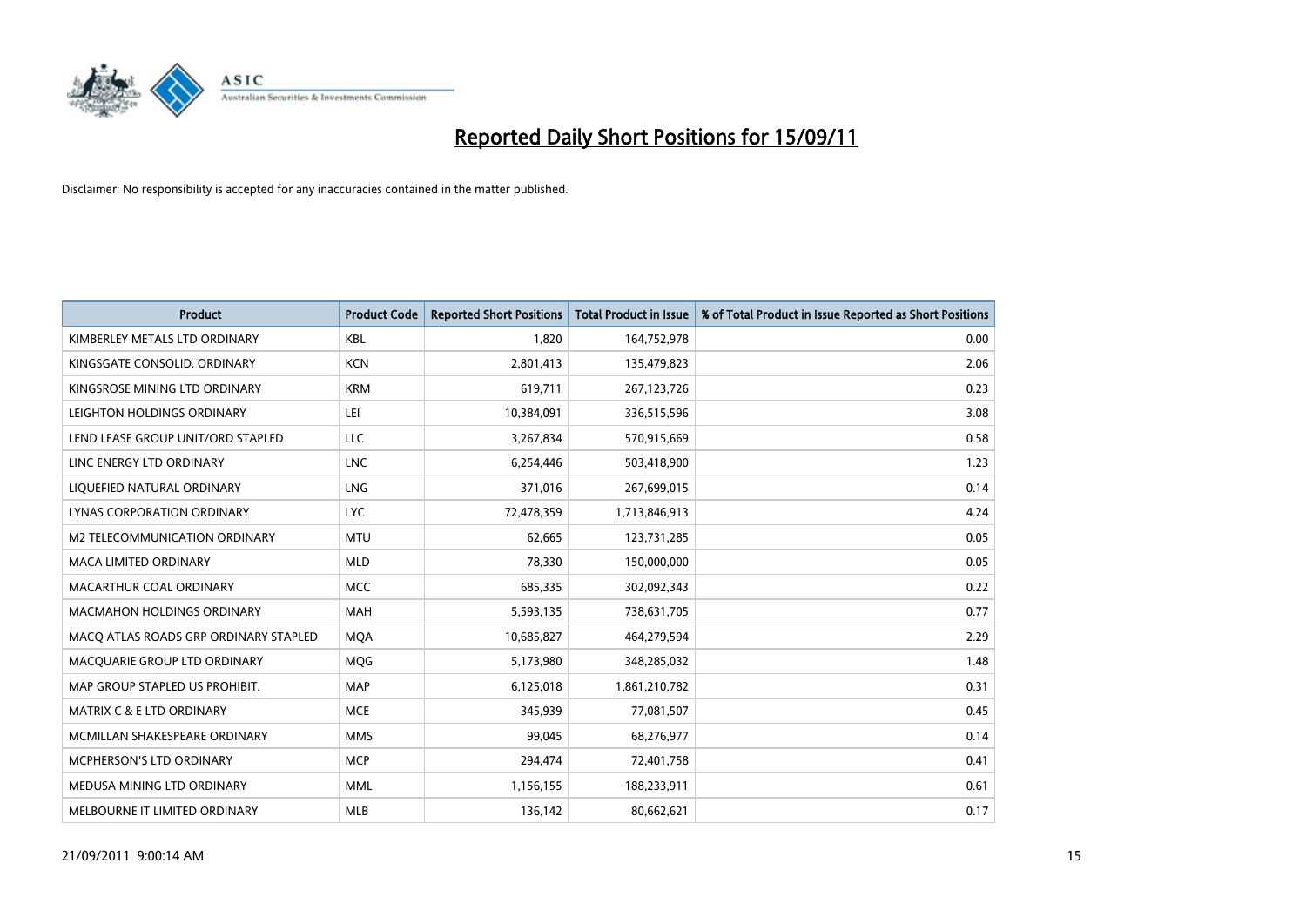# Reported Daily Short Positions for 15/09/11

Disclaimer: No responsibility is accepted for any inaccuracies contained in the matter published.

| Product | Product Code | Reported Short Positions | Total Product in Issue | % of Total Product in Issue Reported as Short Positions |
|---|---|---|---|---|
| KIMBERLEY METALS LTD ORDINARY | KBL | 1,820 | 164,752,978 | 0.00 |
| KINGSGATE CONSOLID. ORDINARY | KCN | 2,801,413 | 135,479,823 | 2.06 |
| KINGSROSE MINING LTD ORDINARY | KRM | 619,711 | 267,123,726 | 0.23 |
| LEIGHTON HOLDINGS ORDINARY | LEI | 10,384,091 | 336,515,596 | 3.08 |
| LEND LEASE GROUP UNIT/ORD STAPLED | LLC | 3,267,834 | 570,915,669 | 0.58 |
| LINC ENERGY LTD ORDINARY | LNC | 6,254,446 | 503,418,900 | 1.23 |
| LIQUEFIED NATURAL ORDINARY | LNG | 371,016 | 267,699,015 | 0.14 |
| LYNAS CORPORATION ORDINARY | LYC | 72,478,359 | 1,713,846,913 | 4.24 |
| M2 TELECOMMUNICATION ORDINARY | MTU | 62,665 | 123,731,285 | 0.05 |
| MACA LIMITED ORDINARY | MLD | 78,330 | 150,000,000 | 0.05 |
| MACARTHUR COAL ORDINARY | MCC | 685,335 | 302,092,343 | 0.22 |
| MACMAHON HOLDINGS ORDINARY | MAH | 5,593,135 | 738,631,705 | 0.77 |
| MACQ ATLAS ROADS GRP ORDINARY STAPLED | MQA | 10,685,827 | 464,279,594 | 2.29 |
| MACQUARIE GROUP LTD ORDINARY | MQG | 5,173,980 | 348,285,032 | 1.48 |
| MAP GROUP STAPLED US PROHIBIT. | MAP | 6,125,018 | 1,861,210,782 | 0.31 |
| MATRIX C & E LTD ORDINARY | MCE | 345,939 | 77,081,507 | 0.45 |
| MCMILLAN SHAKESPEARE ORDINARY | MMS | 99,045 | 68,276,977 | 0.14 |
| MCPHERSON'S LTD ORDINARY | MCP | 294,474 | 72,401,758 | 0.41 |
| MEDUSA MINING LTD ORDINARY | MML | 1,156,155 | 188,233,911 | 0.61 |
| MELBOURNE IT LIMITED ORDINARY | MLB | 136,142 | 80,662,621 | 0.17 |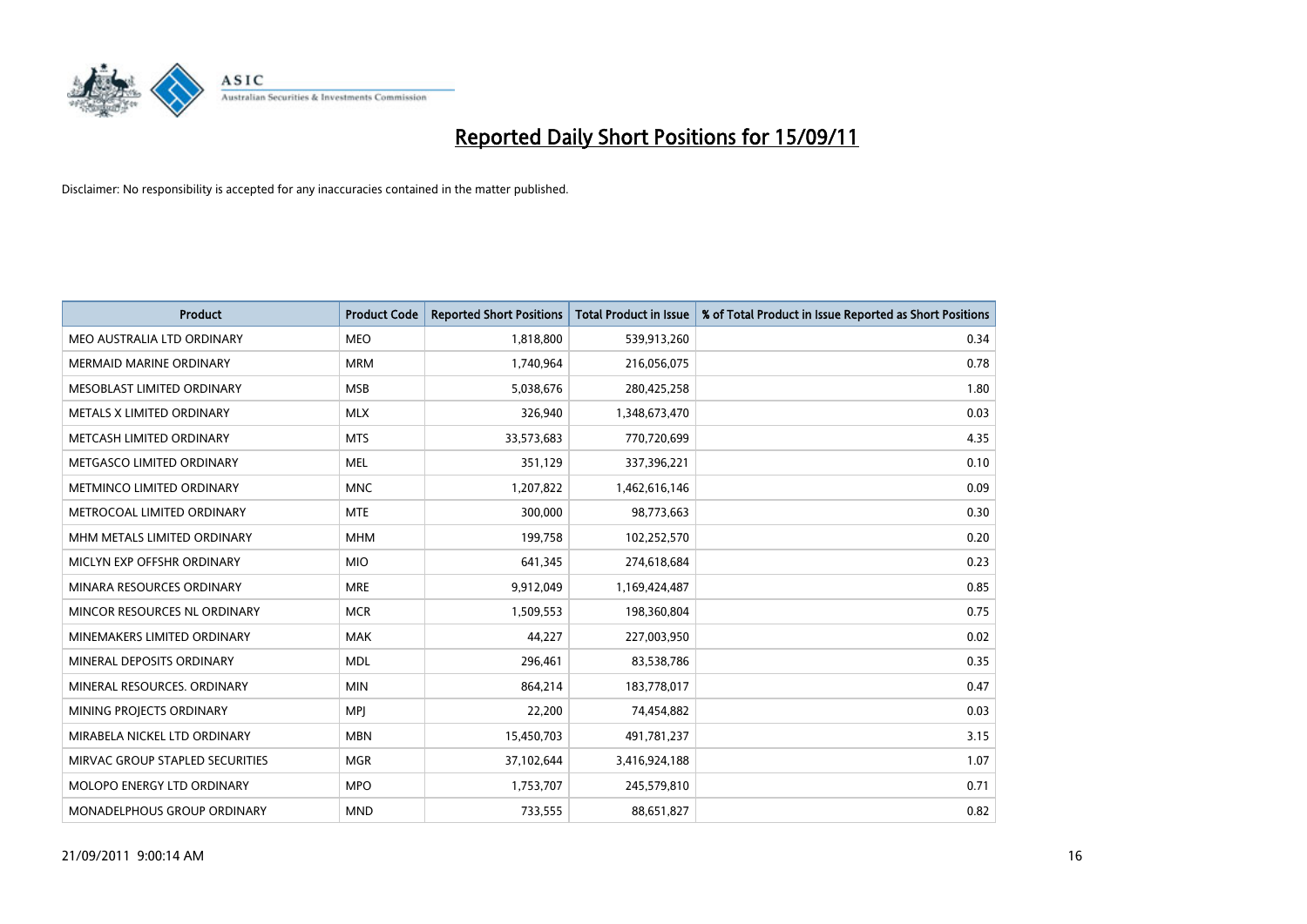# Reported Daily Short Positions for 15/09/11

Disclaimer: No responsibility is accepted for any inaccuracies contained in the matter published.

| Product | Product Code | Reported Short Positions | Total Product in Issue | % of Total Product in Issue Reported as Short Positions |
|---|---|---|---|---|
| MEO AUSTRALIA LTD ORDINARY | MEO | 1,818,800 | 539,913,260 | 0.34 |
| MERMAID MARINE ORDINARY | MRM | 1,740,964 | 216,056,075 | 0.78 |
| MESOBLAST LIMITED ORDINARY | MSB | 5,038,676 | 280,425,258 | 1.80 |
| METALS X LIMITED ORDINARY | MLX | 326,940 | 1,348,673,470 | 0.03 |
| METCASH LIMITED ORDINARY | MTS | 33,573,683 | 770,720,699 | 4.35 |
| METGASCO LIMITED ORDINARY | MEL | 351,129 | 337,396,221 | 0.10 |
| METMINCO LIMITED ORDINARY | MNC | 1,207,822 | 1,462,616,146 | 0.09 |
| METROCOAL LIMITED ORDINARY | MTE | 300,000 | 98,773,663 | 0.30 |
| MHM METALS LIMITED ORDINARY | MHM | 199,758 | 102,252,570 | 0.20 |
| MICLYN EXP OFFSHR ORDINARY | MIO | 641,345 | 274,618,684 | 0.23 |
| MINARA RESOURCES ORDINARY | MRE | 9,912,049 | 1,169,424,487 | 0.85 |
| MINCOR RESOURCES NL ORDINARY | MCR | 1,509,553 | 198,360,804 | 0.75 |
| MINEMAKERS LIMITED ORDINARY | MAK | 44,227 | 227,003,950 | 0.02 |
| MINERAL DEPOSITS ORDINARY | MDL | 296,461 | 83,538,786 | 0.35 |
| MINERAL RESOURCES. ORDINARY | MIN | 864,214 | 183,778,017 | 0.47 |
| MINING PROJECTS ORDINARY | MPJ | 22,200 | 74,454,882 | 0.03 |
| MIRABELA NICKEL LTD ORDINARY | MBN | 15,450,703 | 491,781,237 | 3.15 |
| MIRVAC GROUP STAPLED SECURITIES | MGR | 37,102,644 | 3,416,924,188 | 1.07 |
| MOLOPO ENERGY LTD ORDINARY | MPO | 1,753,707 | 245,579,810 | 0.71 |
| MONADELPHOUS GROUP ORDINARY | MND | 733,555 | 88,651,827 | 0.82 |

21/09/2011 9:00:14 AM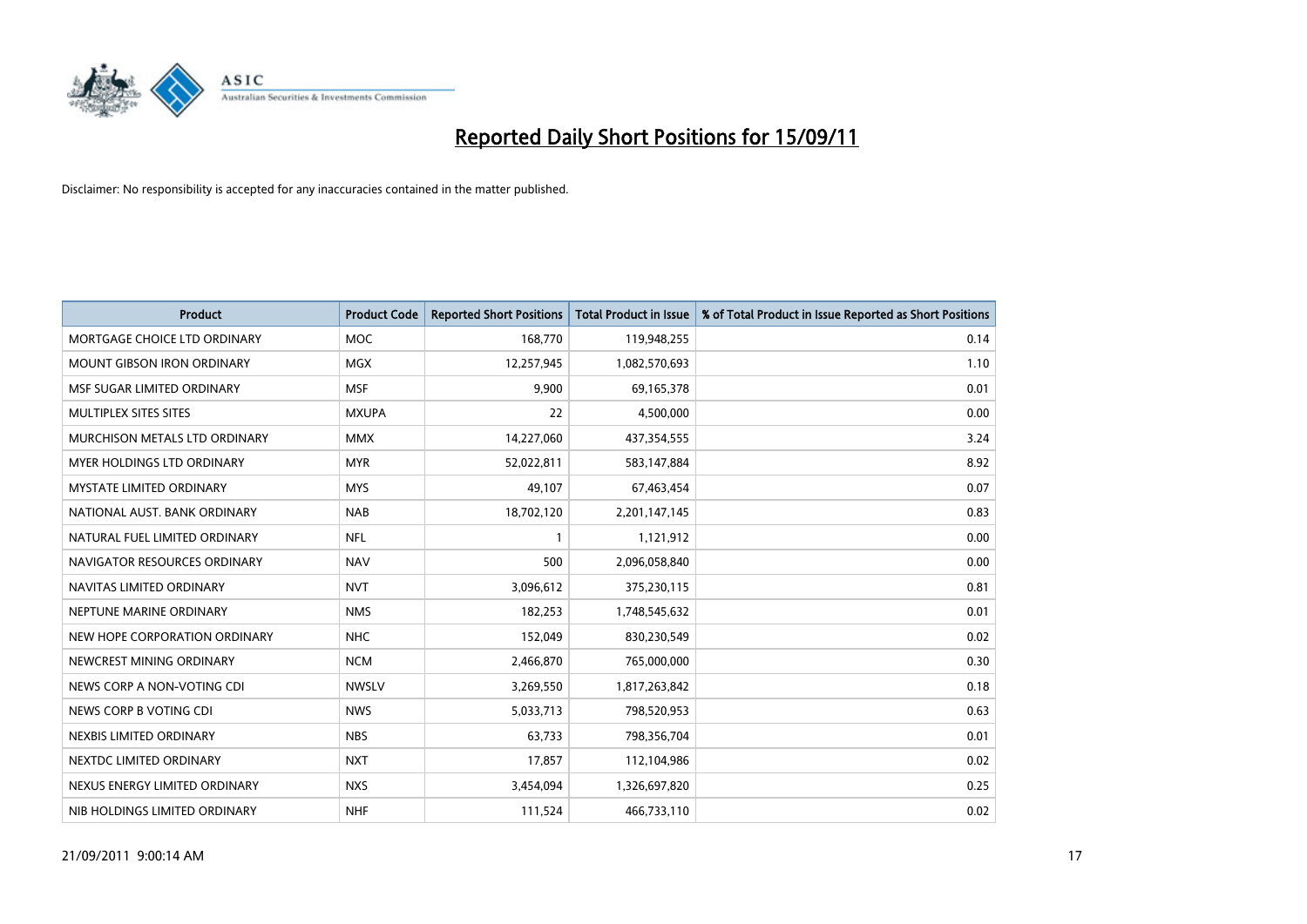# Reported Daily Short Positions for 15/09/11

Disclaimer: No responsibility is accepted for any inaccuracies contained in the matter published.

| Product | Product Code | Reported Short Positions | Total Product in Issue | % of Total Product in Issue Reported as Short Positions |
|---|---|---|---|---|
| MORTGAGE CHOICE LTD ORDINARY | MOC | 168,770 | 119,948,255 | 0.14 |
| MOUNT GIBSON IRON ORDINARY | MGX | 12,257,945 | 1,082,570,693 | 1.10 |
| MSF SUGAR LIMITED ORDINARY | MSF | 9,900 | 69,165,378 | 0.01 |
| MULTIPLEX SITES SITES | MXUPA | 22 | 4,500,000 | 0.00 |
| MURCHISON METALS LTD ORDINARY | MMX | 14,227,060 | 437,354,555 | 3.24 |
| MYER HOLDINGS LTD ORDINARY | MYR | 52,022,811 | 583,147,884 | 8.92 |
| MYSTATE LIMITED ORDINARY | MYS | 49,107 | 67,463,454 | 0.07 |
| NATIONAL AUST. BANK ORDINARY | NAB | 18,702,120 | 2,201,147,145 | 0.83 |
| NATURAL FUEL LIMITED ORDINARY | NFL | 1 | 1,121,912 | 0.00 |
| NAVIGATOR RESOURCES ORDINARY | NAV | 500 | 2,096,058,840 | 0.00 |
| NAVITAS LIMITED ORDINARY | NVT | 3,096,612 | 375,230,115 | 0.81 |
| NEPTUNE MARINE ORDINARY | NMS | 182,253 | 1,748,545,632 | 0.01 |
| NEW HOPE CORPORATION ORDINARY | NHC | 152,049 | 830,230,549 | 0.02 |
| NEWCREST MINING ORDINARY | NCM | 2,466,870 | 765,000,000 | 0.30 |
| NEWS CORP A NON-VOTING CDI | NWSLV | 3,269,550 | 1,817,263,842 | 0.18 |
| NEWS CORP B VOTING CDI | NWS | 5,033,713 | 798,520,953 | 0.63 |
| NEXBIS LIMITED ORDINARY | NBS | 63,733 | 798,356,704 | 0.01 |
| NEXTDC LIMITED ORDINARY | NXT | 17,857 | 112,104,986 | 0.02 |
| NEXUS ENERGY LIMITED ORDINARY | NXS | 3,454,094 | 1,326,697,820 | 0.25 |
| NIB HOLDINGS LIMITED ORDINARY | NHF | 111,524 | 466,733,110 | 0.02 |

21/09/2011 9:00:14 AM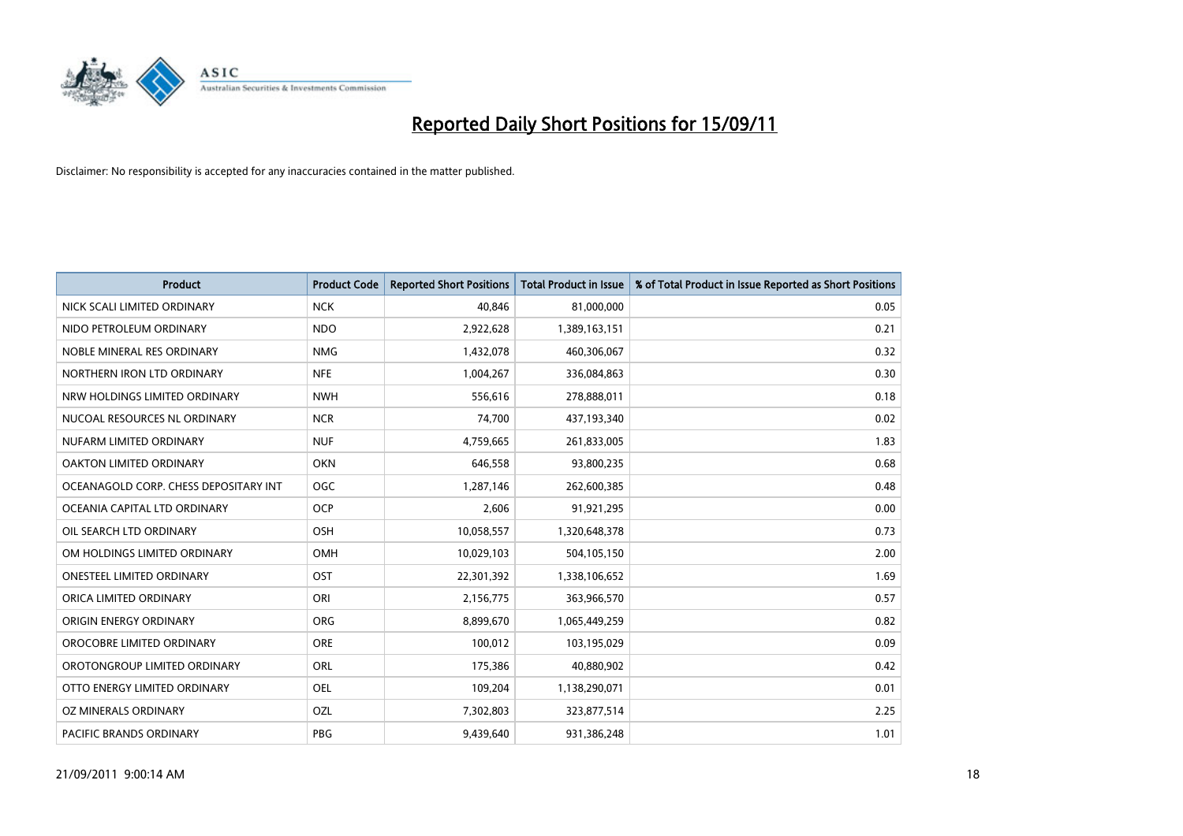# Reported Daily Short Positions for 15/09/11

Disclaimer: No responsibility is accepted for any inaccuracies contained in the matter published.

| Product | Product Code | Reported Short Positions | Total Product in Issue | % of Total Product in Issue Reported as Short Positions |
|---|---|---|---|---|
| NICK SCALI LIMITED ORDINARY | NCK | 40,846 | 81,000,000 | 0.05 |
| NIDO PETROLEUM ORDINARY | NDO | 2,922,628 | 1,389,163,151 | 0.21 |
| NOBLE MINERAL RES ORDINARY | NMG | 1,432,078 | 460,306,067 | 0.32 |
| NORTHERN IRON LTD ORDINARY | NFE | 1,004,267 | 336,084,863 | 0.30 |
| NRW HOLDINGS LIMITED ORDINARY | NWH | 556,616 | 278,888,011 | 0.18 |
| NUCOAL RESOURCES NL ORDINARY | NCR | 74,700 | 437,193,340 | 0.02 |
| NUFARM LIMITED ORDINARY | NUF | 4,759,665 | 261,833,005 | 1.83 |
| OAKTON LIMITED ORDINARY | OKN | 646,558 | 93,800,235 | 0.68 |
| OCEANAGOLD CORP. CHESS DEPOSITARY INT | OGC | 1,287,146 | 262,600,385 | 0.48 |
| OCEANIA CAPITAL LTD ORDINARY | OCP | 2,606 | 91,921,295 | 0.00 |
| OIL SEARCH LTD ORDINARY | OSH | 10,058,557 | 1,320,648,378 | 0.73 |
| OM HOLDINGS LIMITED ORDINARY | OMH | 10,029,103 | 504,105,150 | 2.00 |
| ONESTEEL LIMITED ORDINARY | OST | 22,301,392 | 1,338,106,652 | 1.69 |
| ORICA LIMITED ORDINARY | ORI | 2,156,775 | 363,966,570 | 0.57 |
| ORIGIN ENERGY ORDINARY | ORG | 8,899,670 | 1,065,449,259 | 0.82 |
| OROCOBRE LIMITED ORDINARY | ORE | 100,012 | 103,195,029 | 0.09 |
| OROTONGROUP LIMITED ORDINARY | ORL | 175,386 | 40,880,902 | 0.42 |
| OTTO ENERGY LIMITED ORDINARY | OEL | 109,204 | 1,138,290,071 | 0.01 |
| OZ MINERALS ORDINARY | OZL | 7,302,803 | 323,877,514 | 2.25 |
| PACIFIC BRANDS ORDINARY | PBG | 9,439,640 | 931,386,248 | 1.01 |

21/09/2011 9:00:14 AM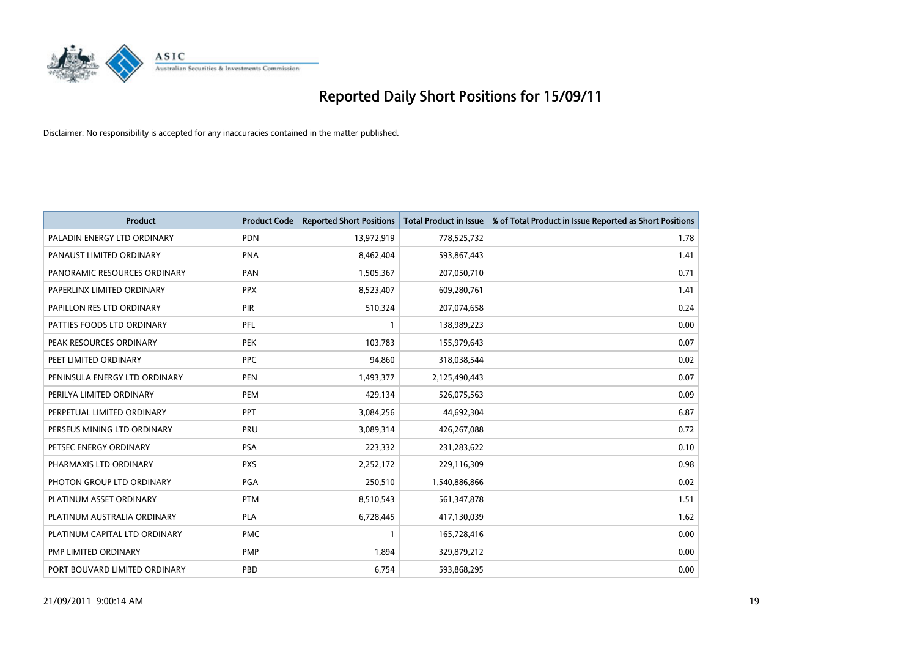# Reported Daily Short Positions for 15/09/11

Disclaimer: No responsibility is accepted for any inaccuracies contained in the matter published.

| Product | Product Code | Reported Short Positions | Total Product in Issue | % of Total Product in Issue Reported as Short Positions |
|---|---|---|---|---|
| PALADIN ENERGY LTD ORDINARY | PDN | 13,972,919 | 778,525,732 | 1.78 |
| PANAUST LIMITED ORDINARY | PNA | 8,462,404 | 593,867,443 | 1.41 |
| PANORAMIC RESOURCES ORDINARY | PAN | 1,505,367 | 207,050,710 | 0.71 |
| PAPERLINX LIMITED ORDINARY | PPX | 8,523,407 | 609,280,761 | 1.41 |
| PAPILLON RES LTD ORDINARY | PIR | 510,324 | 207,074,658 | 0.24 |
| PATTIES FOODS LTD ORDINARY | PFL | 1 | 138,989,223 | 0.00 |
| PEAK RESOURCES ORDINARY | PEK | 103,783 | 155,979,643 | 0.07 |
| PEET LIMITED ORDINARY | PPC | 94,860 | 318,038,544 | 0.02 |
| PENINSULA ENERGY LTD ORDINARY | PEN | 1,493,377 | 2,125,490,443 | 0.07 |
| PERILYA LIMITED ORDINARY | PEM | 429,134 | 526,075,563 | 0.09 |
| PERPETUAL LIMITED ORDINARY | PPT | 3,084,256 | 44,692,304 | 6.87 |
| PERSEUS MINING LTD ORDINARY | PRU | 3,089,314 | 426,267,088 | 0.72 |
| PETSEC ENERGY ORDINARY | PSA | 223,332 | 231,283,622 | 0.10 |
| PHARMAXIS LTD ORDINARY | PXS | 2,252,172 | 229,116,309 | 0.98 |
| PHOTON GROUP LTD ORDINARY | PGA | 250,510 | 1,540,886,866 | 0.02 |
| PLATINUM ASSET ORDINARY | PTM | 8,510,543 | 561,347,878 | 1.51 |
| PLATINUM AUSTRALIA ORDINARY | PLA | 6,728,445 | 417,130,039 | 1.62 |
| PLATINUM CAPITAL LTD ORDINARY | PMC | 1 | 165,728,416 | 0.00 |
| PMP LIMITED ORDINARY | PMP | 1,894 | 329,879,212 | 0.00 |
| PORT BOUVARD LIMITED ORDINARY | PBD | 6,754 | 593,868,295 | 0.00 |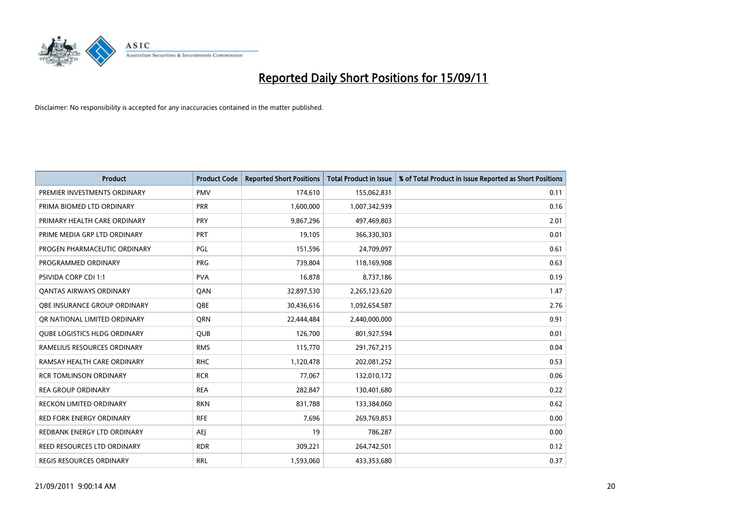# Reported Daily Short Positions for 15/09/11

Disclaimer: No responsibility is accepted for any inaccuracies contained in the matter published.

| Product | Product Code | Reported Short Positions | Total Product in Issue | % of Total Product in Issue Reported as Short Positions |
|---|---|---|---|---|
| PREMIER INVESTMENTS ORDINARY | PMV | 174,610 | 155,062,831 | 0.11 |
| PRIMA BIOMED LTD ORDINARY | PRR | 1,600,000 | 1,007,342,939 | 0.16 |
| PRIMARY HEALTH CARE ORDINARY | PRY | 9,867,296 | 497,469,803 | 2.01 |
| PRIME MEDIA GRP LTD ORDINARY | PRT | 19,105 | 366,330,303 | 0.01 |
| PROGEN PHARMACEUTIC ORDINARY | PGL | 151,596 | 24,709,097 | 0.61 |
| PROGRAMMED ORDINARY | PRG | 739,804 | 118,169,908 | 0.63 |
| PSIVIDA CORP CDI 1:1 | PVA | 16,878 | 8,737,186 | 0.19 |
| QANTAS AIRWAYS ORDINARY | QAN | 32,897,530 | 2,265,123,620 | 1.47 |
| QBE INSURANCE GROUP ORDINARY | QBE | 30,436,616 | 1,092,654,587 | 2.76 |
| QR NATIONAL LIMITED ORDINARY | QRN | 22,444,484 | 2,440,000,000 | 0.91 |
| QUBE LOGISTICS HLDG ORDINARY | QUB | 126,700 | 801,927,594 | 0.01 |
| RAMELIUS RESOURCES ORDINARY | RMS | 115,770 | 291,767,215 | 0.04 |
| RAMSAY HEALTH CARE ORDINARY | RHC | 1,120,478 | 202,081,252 | 0.53 |
| RCR TOMLINSON ORDINARY | RCR | 77,067 | 132,010,172 | 0.06 |
| REA GROUP ORDINARY | REA | 282,847 | 130,401,680 | 0.22 |
| RECKON LIMITED ORDINARY | RKN | 831,788 | 133,384,060 | 0.62 |
| RED FORK ENERGY ORDINARY | RFE | 7,696 | 269,769,853 | 0.00 |
| REDBANK ENERGY LTD ORDINARY | AEJ | 19 | 786,287 | 0.00 |
| REED RESOURCES LTD ORDINARY | RDR | 309,221 | 264,742,501 | 0.12 |
| REGIS RESOURCES ORDINARY | RRL | 1,593,060 | 433,353,680 | 0.37 |

21/09/2011 9:00:14 AM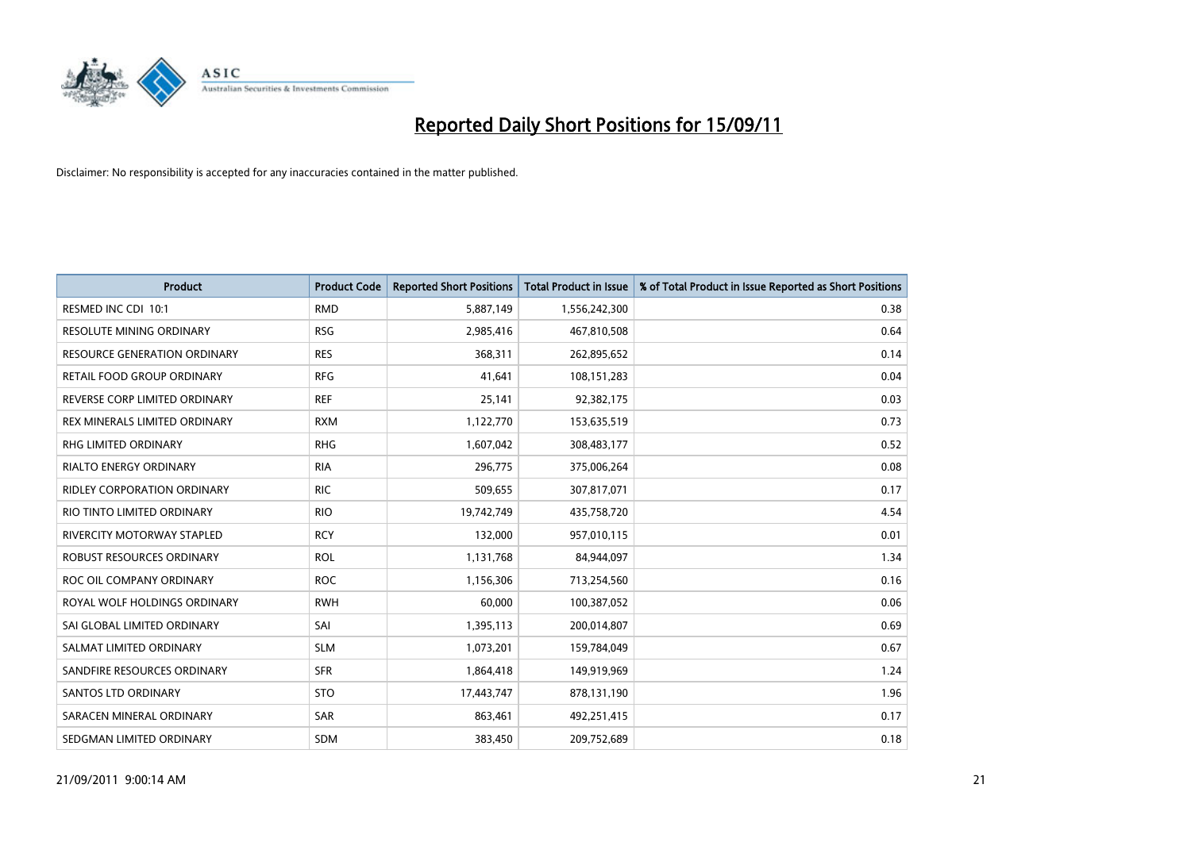# Reported Daily Short Positions for 15/09/11

Disclaimer: No responsibility is accepted for any inaccuracies contained in the matter published.

| Product | Product Code | Reported Short Positions | Total Product in Issue | % of Total Product in Issue Reported as Short Positions |
|---|---|---|---|---|
| RESMED INC CDI 10:1 | RMD | 5,887,149 | 1,556,242,300 | 0.38 |
| RESOLUTE MINING ORDINARY | RSG | 2,985,416 | 467,810,508 | 0.64 |
| RESOURCE GENERATION ORDINARY | RES | 368,311 | 262,895,652 | 0.14 |
| RETAIL FOOD GROUP ORDINARY | RFG | 41,641 | 108,151,283 | 0.04 |
| REVERSE CORP LIMITED ORDINARY | REF | 25,141 | 92,382,175 | 0.03 |
| REX MINERALS LIMITED ORDINARY | RXM | 1,122,770 | 153,635,519 | 0.73 |
| RHG LIMITED ORDINARY | RHG | 1,607,042 | 308,483,177 | 0.52 |
| RIALTO ENERGY ORDINARY | RIA | 296,775 | 375,006,264 | 0.08 |
| RIDLEY CORPORATION ORDINARY | RIC | 509,655 | 307,817,071 | 0.17 |
| RIO TINTO LIMITED ORDINARY | RIO | 19,742,749 | 435,758,720 | 4.54 |
| RIVERCITY MOTORWAY STAPLED | RCY | 132,000 | 957,010,115 | 0.01 |
| ROBUST RESOURCES ORDINARY | ROL | 1,131,768 | 84,944,097 | 1.34 |
| ROC OIL COMPANY ORDINARY | ROC | 1,156,306 | 713,254,560 | 0.16 |
| ROYAL WOLF HOLDINGS ORDINARY | RWH | 60,000 | 100,387,052 | 0.06 |
| SAI GLOBAL LIMITED ORDINARY | SAI | 1,395,113 | 200,014,807 | 0.69 |
| SALMAT LIMITED ORDINARY | SLM | 1,073,201 | 159,784,049 | 0.67 |
| SANDFIRE RESOURCES ORDINARY | SFR | 1,864,418 | 149,919,969 | 1.24 |
| SANTOS LTD ORDINARY | STO | 17,443,747 | 878,131,190 | 1.96 |
| SARACEN MINERAL ORDINARY | SAR | 863,461 | 492,251,415 | 0.17 |
| SEDGMAN LIMITED ORDINARY | SDM | 383,450 | 209,752,689 | 0.18 |

21/09/2011 9:00:14 AM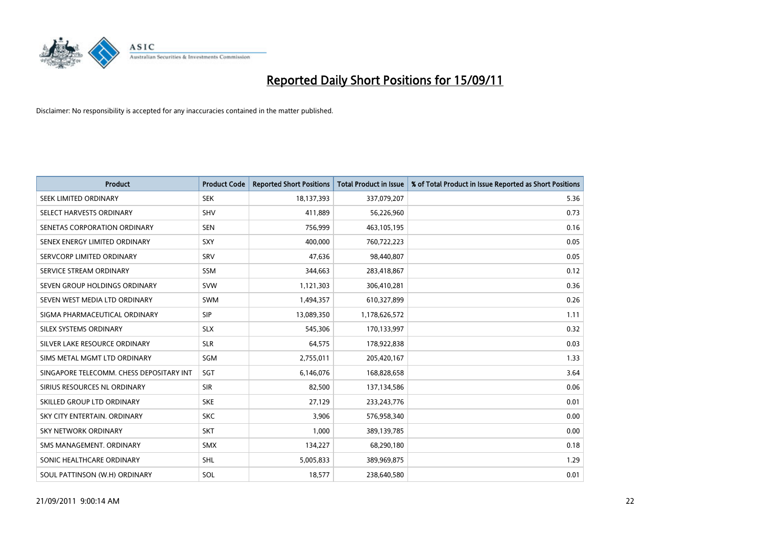# Reported Daily Short Positions for 15/09/11

Disclaimer: No responsibility is accepted for any inaccuracies contained in the matter published.

| Product | Product Code | Reported Short Positions | Total Product in Issue | % of Total Product in Issue Reported as Short Positions |
|---|---|---|---|---|
| SEEK LIMITED ORDINARY | SEK | 18,137,393 | 337,079,207 | 5.36 |
| SELECT HARVESTS ORDINARY | SHV | 411,889 | 56,226,960 | 0.73 |
| SENETAS CORPORATION ORDINARY | SEN | 756,999 | 463,105,195 | 0.16 |
| SENEX ENERGY LIMITED ORDINARY | SXY | 400,000 | 760,722,223 | 0.05 |
| SERVCORP LIMITED ORDINARY | SRV | 47,636 | 98,440,807 | 0.05 |
| SERVICE STREAM ORDINARY | SSM | 344,663 | 283,418,867 | 0.12 |
| SEVEN GROUP HOLDINGS ORDINARY | SVW | 1,121,303 | 306,410,281 | 0.36 |
| SEVEN WEST MEDIA LTD ORDINARY | SWM | 1,494,357 | 610,327,899 | 0.26 |
| SIGMA PHARMACEUTICAL ORDINARY | SIP | 13,089,350 | 1,178,626,572 | 1.11 |
| SILEX SYSTEMS ORDINARY | SLX | 545,306 | 170,133,997 | 0.32 |
| SILVER LAKE RESOURCE ORDINARY | SLR | 64,575 | 178,922,838 | 0.03 |
| SIMS METAL MGMT LTD ORDINARY | SGM | 2,755,011 | 205,420,167 | 1.33 |
| SINGAPORE TELECOMM. CHESS DEPOSITARY INT | SGT | 6,146,076 | 168,828,658 | 3.64 |
| SIRIUS RESOURCES NL ORDINARY | SIR | 82,500 | 137,134,586 | 0.06 |
| SKILLED GROUP LTD ORDINARY | SKE | 27,129 | 233,243,776 | 0.01 |
| SKY CITY ENTERTAIN. ORDINARY | SKC | 3,906 | 576,958,340 | 0.00 |
| SKY NETWORK ORDINARY | SKT | 1,000 | 389,139,785 | 0.00 |
| SMS MANAGEMENT. ORDINARY | SMX | 134,227 | 68,290,180 | 0.18 |
| SONIC HEALTHCARE ORDINARY | SHL | 5,005,833 | 389,969,875 | 1.29 |
| SOUL PATTINSON (W.H) ORDINARY | SOL | 18,577 | 238,640,580 | 0.01 |

21/09/2011 9:00:14 AM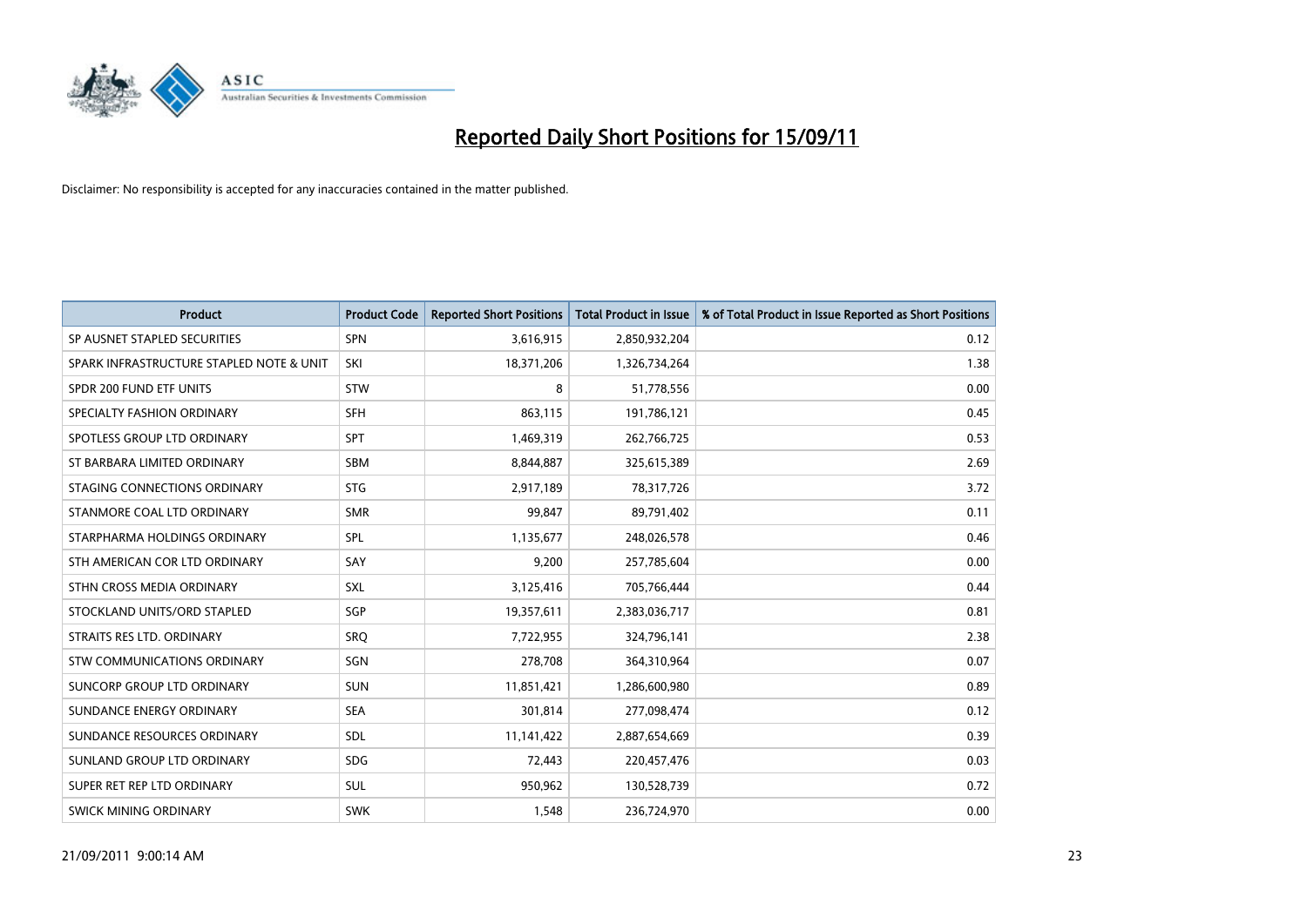# Reported Daily Short Positions for 15/09/11

Disclaimer: No responsibility is accepted for any inaccuracies contained in the matter published.

| Product | Product Code | Reported Short Positions | Total Product in Issue | % of Total Product in Issue Reported as Short Positions |
|---|---|---|---|---|
| SP AUSNET STAPLED SECURITIES | SPN | 3,616,915 | 2,850,932,204 | 0.12 |
| SPARK INFRASTRUCTURE STAPLED NOTE & UNIT | SKI | 18,371,206 | 1,326,734,264 | 1.38 |
| SPDR 200 FUND ETF UNITS | STW | 8 | 51,778,556 | 0.00 |
| SPECIALTY FASHION ORDINARY | SFH | 863,115 | 191,786,121 | 0.45 |
| SPOTLESS GROUP LTD ORDINARY | SPT | 1,469,319 | 262,766,725 | 0.53 |
| ST BARBARA LIMITED ORDINARY | SBM | 8,844,887 | 325,615,389 | 2.69 |
| STAGING CONNECTIONS ORDINARY | STG | 2,917,189 | 78,317,726 | 3.72 |
| STANMORE COAL LTD ORDINARY | SMR | 99,847 | 89,791,402 | 0.11 |
| STARPHARMA HOLDINGS ORDINARY | SPL | 1,135,677 | 248,026,578 | 0.46 |
| STH AMERICAN COR LTD ORDINARY | SAY | 9,200 | 257,785,604 | 0.00 |
| STHN CROSS MEDIA ORDINARY | SXL | 3,125,416 | 705,766,444 | 0.44 |
| STOCKLAND UNITS/ORD STAPLED | SGP | 19,357,611 | 2,383,036,717 | 0.81 |
| STRAITS RES LTD. ORDINARY | SRQ | 7,722,955 | 324,796,141 | 2.38 |
| STW COMMUNICATIONS ORDINARY | SGN | 278,708 | 364,310,964 | 0.07 |
| SUNCORP GROUP LTD ORDINARY | SUN | 11,851,421 | 1,286,600,980 | 0.89 |
| SUNDANCE ENERGY ORDINARY | SEA | 301,814 | 277,098,474 | 0.12 |
| SUNDANCE RESOURCES ORDINARY | SDL | 11,141,422 | 2,887,654,669 | 0.39 |
| SUNLAND GROUP LTD ORDINARY | SDG | 72,443 | 220,457,476 | 0.03 |
| SUPER RET REP LTD ORDINARY | SUL | 950,962 | 130,528,739 | 0.72 |
| SWICK MINING ORDINARY | SWK | 1,548 | 236,724,970 | 0.00 |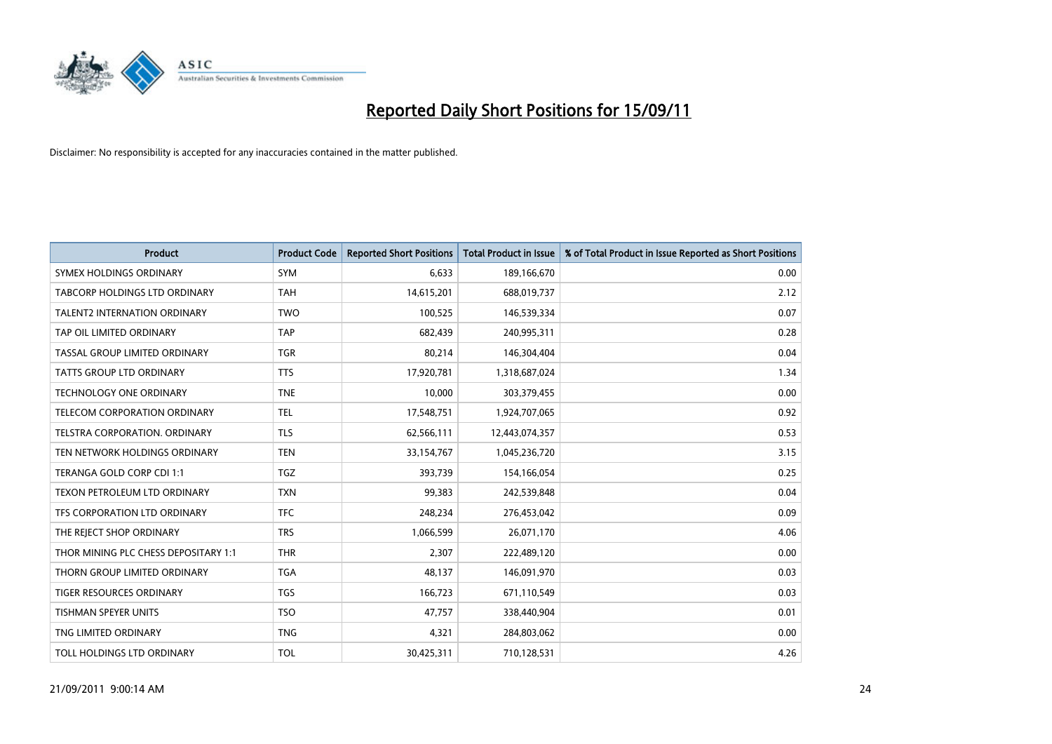# Reported Daily Short Positions for 15/09/11

Disclaimer: No responsibility is accepted for any inaccuracies contained in the matter published.

| Product | Product Code | Reported Short Positions | Total Product in Issue | % of Total Product in Issue Reported as Short Positions |
|---|---|---|---|---|
| SYMEX HOLDINGS ORDINARY | SYM | 6,633 | 189,166,670 | 0.00 |
| TABCORP HOLDINGS LTD ORDINARY | TAH | 14,615,201 | 688,019,737 | 2.12 |
| TALENT2 INTERNATION ORDINARY | TWO | 100,525 | 146,539,334 | 0.07 |
| TAP OIL LIMITED ORDINARY | TAP | 682,439 | 240,995,311 | 0.28 |
| TASSAL GROUP LIMITED ORDINARY | TGR | 80,214 | 146,304,404 | 0.04 |
| TATTS GROUP LTD ORDINARY | TTS | 17,920,781 | 1,318,687,024 | 1.34 |
| TECHNOLOGY ONE ORDINARY | TNE | 10,000 | 303,379,455 | 0.00 |
| TELECOM CORPORATION ORDINARY | TEL | 17,548,751 | 1,924,707,065 | 0.92 |
| TELSTRA CORPORATION. ORDINARY | TLS | 62,566,111 | 12,443,074,357 | 0.53 |
| TEN NETWORK HOLDINGS ORDINARY | TEN | 33,154,767 | 1,045,236,720 | 3.15 |
| TERANGA GOLD CORP CDI 1:1 | TGZ | 393,739 | 154,166,054 | 0.25 |
| TEXON PETROLEUM LTD ORDINARY | TXN | 99,383 | 242,539,848 | 0.04 |
| TFS CORPORATION LTD ORDINARY | TFC | 248,234 | 276,453,042 | 0.09 |
| THE REJECT SHOP ORDINARY | TRS | 1,066,599 | 26,071,170 | 4.06 |
| THOR MINING PLC CHESS DEPOSITARY 1:1 | THR | 2,307 | 222,489,120 | 0.00 |
| THORN GROUP LIMITED ORDINARY | TGA | 48,137 | 146,091,970 | 0.03 |
| TIGER RESOURCES ORDINARY | TGS | 166,723 | 671,110,549 | 0.03 |
| TISHMAN SPEYER UNITS | TSO | 47,757 | 338,440,904 | 0.01 |
| TNG LIMITED ORDINARY | TNG | 4,321 | 284,803,062 | 0.00 |
| TOLL HOLDINGS LTD ORDINARY | TOL | 30,425,311 | 710,128,531 | 4.26 |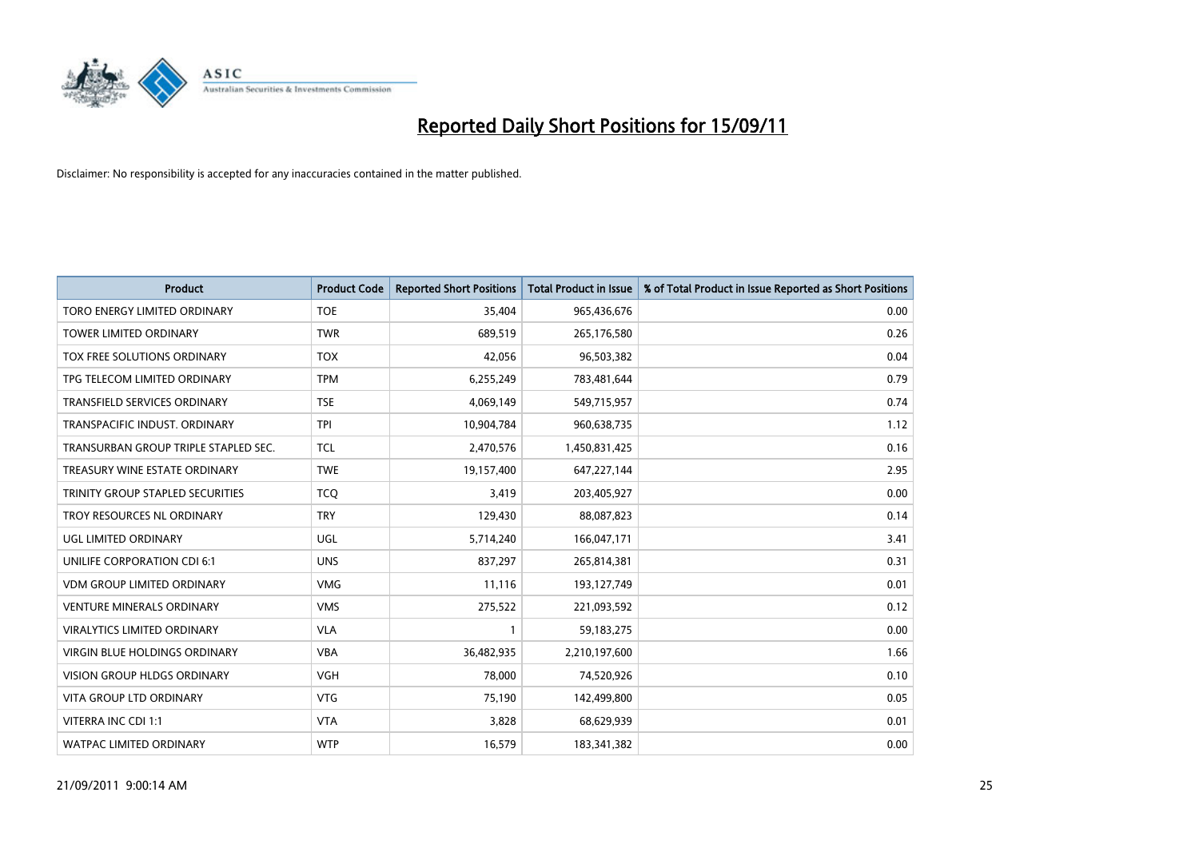# Reported Daily Short Positions for 15/09/11

Disclaimer: No responsibility is accepted for any inaccuracies contained in the matter published.

| Product | Product Code | Reported Short Positions | Total Product in Issue | % of Total Product in Issue Reported as Short Positions |
| --- | --- | --- | --- | --- |
| TORO ENERGY LIMITED ORDINARY | TOE | 35,404 | 965,436,676 | 0.00 |
| TOWER LIMITED ORDINARY | TWR | 689,519 | 265,176,580 | 0.26 |
| TOX FREE SOLUTIONS ORDINARY | TOX | 42,056 | 96,503,382 | 0.04 |
| TPG TELECOM LIMITED ORDINARY | TPM | 6,255,249 | 783,481,644 | 0.79 |
| TRANSFIELD SERVICES ORDINARY | TSE | 4,069,149 | 549,715,957 | 0.74 |
| TRANSPACIFIC INDUST. ORDINARY | TPI | 10,904,784 | 960,638,735 | 1.12 |
| TRANSURBAN GROUP TRIPLE STAPLED SEC. | TCL | 2,470,576 | 1,450,831,425 | 0.16 |
| TREASURY WINE ESTATE ORDINARY | TWE | 19,157,400 | 647,227,144 | 2.95 |
| TRINITY GROUP STAPLED SECURITIES | TCQ | 3,419 | 203,405,927 | 0.00 |
| TROY RESOURCES NL ORDINARY | TRY | 129,430 | 88,087,823 | 0.14 |
| UGL LIMITED ORDINARY | UGL | 5,714,240 | 166,047,171 | 3.41 |
| UNILIFE CORPORATION CDI 6:1 | UNS | 837,297 | 265,814,381 | 0.31 |
| VDM GROUP LIMITED ORDINARY | VMG | 11,116 | 193,127,749 | 0.01 |
| VENTURE MINERALS ORDINARY | VMS | 275,522 | 221,093,592 | 0.12 |
| VIRALYTICS LIMITED ORDINARY | VLA | 1 | 59,183,275 | 0.00 |
| VIRGIN BLUE HOLDINGS ORDINARY | VBA | 36,482,935 | 2,210,197,600 | 1.66 |
| VISION GROUP HLDGS ORDINARY | VGH | 78,000 | 74,520,926 | 0.10 |
| VITA GROUP LTD ORDINARY | VTG | 75,190 | 142,499,800 | 0.05 |
| VITERRA INC CDI 1:1 | VTA | 3,828 | 68,629,939 | 0.01 |
| WATPAC LIMITED ORDINARY | WTP | 16,579 | 183,341,382 | 0.00 |

21/09/2011 9:00:14 AM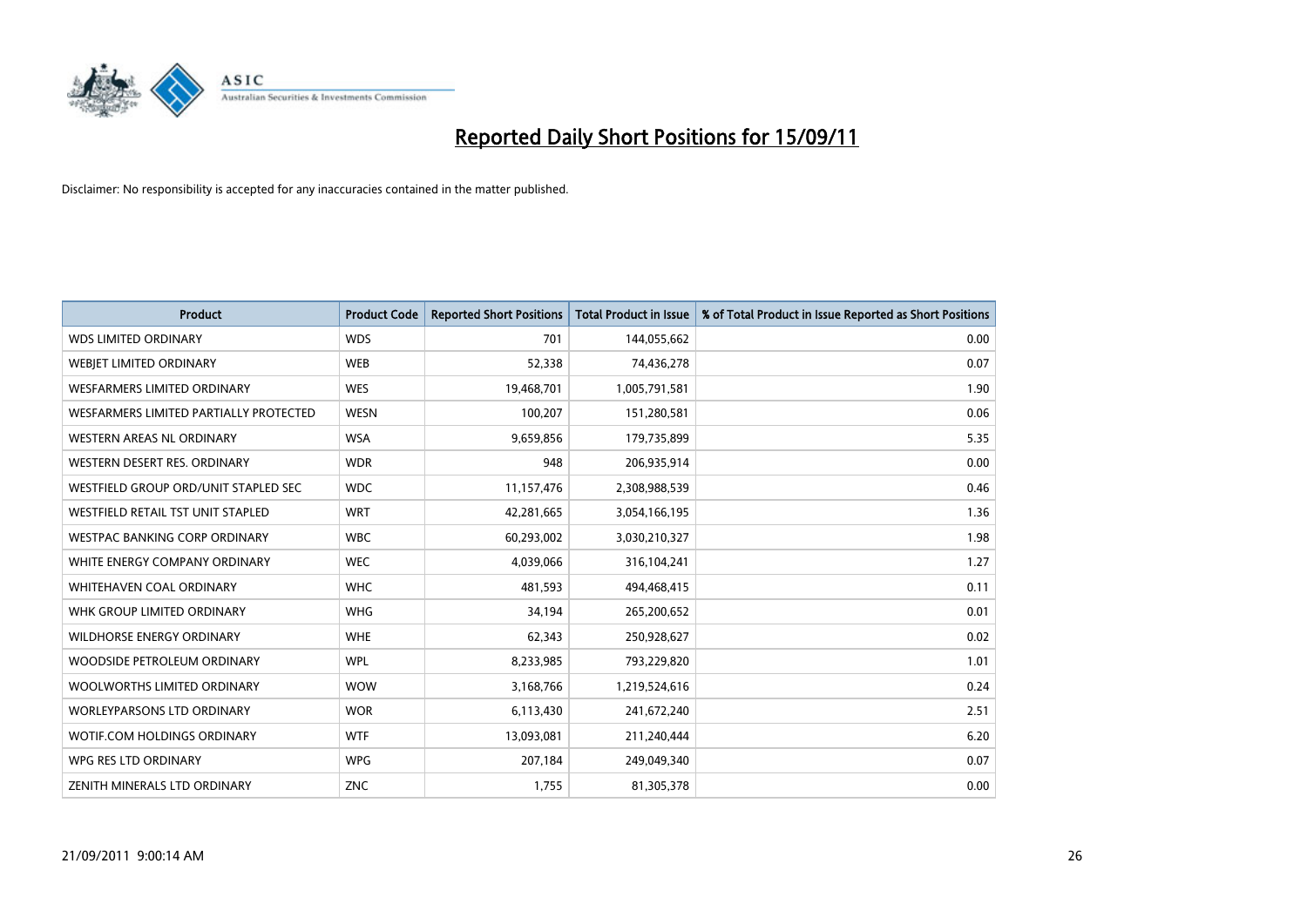# Reported Daily Short Positions for 15/09/11

Disclaimer: No responsibility is accepted for any inaccuracies contained in the matter published.

| Product | Product Code | Reported Short Positions | Total Product in Issue | % of Total Product in Issue Reported as Short Positions |
|---|---|---|---|---|
| WDS LIMITED ORDINARY | WDS | 701 | 144,055,662 | 0.00 |
| WEBJET LIMITED ORDINARY | WEB | 52,338 | 74,436,278 | 0.07 |
| WESFARMERS LIMITED ORDINARY | WES | 19,468,701 | 1,005,791,581 | 1.90 |
| WESFARMERS LIMITED PARTIALLY PROTECTED | WESN | 100,207 | 151,280,581 | 0.06 |
| WESTERN AREAS NL ORDINARY | WSA | 9,659,856 | 179,735,899 | 5.35 |
| WESTERN DESERT RES. ORDINARY | WDR | 948 | 206,935,914 | 0.00 |
| WESTFIELD GROUP ORD/UNIT STAPLED SEC | WDC | 11,157,476 | 2,308,988,539 | 0.46 |
| WESTFIELD RETAIL TST UNIT STAPLED | WRT | 42,281,665 | 3,054,166,195 | 1.36 |
| WESTPAC BANKING CORP ORDINARY | WBC | 60,293,002 | 3,030,210,327 | 1.98 |
| WHITE ENERGY COMPANY ORDINARY | WEC | 4,039,066 | 316,104,241 | 1.27 |
| WHITEHAVEN COAL ORDINARY | WHC | 481,593 | 494,468,415 | 0.11 |
| WHK GROUP LIMITED ORDINARY | WHG | 34,194 | 265,200,652 | 0.01 |
| WILDHORSE ENERGY ORDINARY | WHE | 62,343 | 250,928,627 | 0.02 |
| WOODSIDE PETROLEUM ORDINARY | WPL | 8,233,985 | 793,229,820 | 1.01 |
| WOOLWORTHS LIMITED ORDINARY | WOW | 3,168,766 | 1,219,524,616 | 0.24 |
| WORLEYPARSONS LTD ORDINARY | WOR | 6,113,430 | 241,672,240 | 2.51 |
| WOTIF.COM HOLDINGS ORDINARY | WTF | 13,093,081 | 211,240,444 | 6.20 |
| WPG RES LTD ORDINARY | WPG | 207,184 | 249,049,340 | 0.07 |
| ZENITH MINERALS LTD ORDINARY | ZNC | 1,755 | 81,305,378 | 0.00 |

21/09/2011 9:00:14 AM